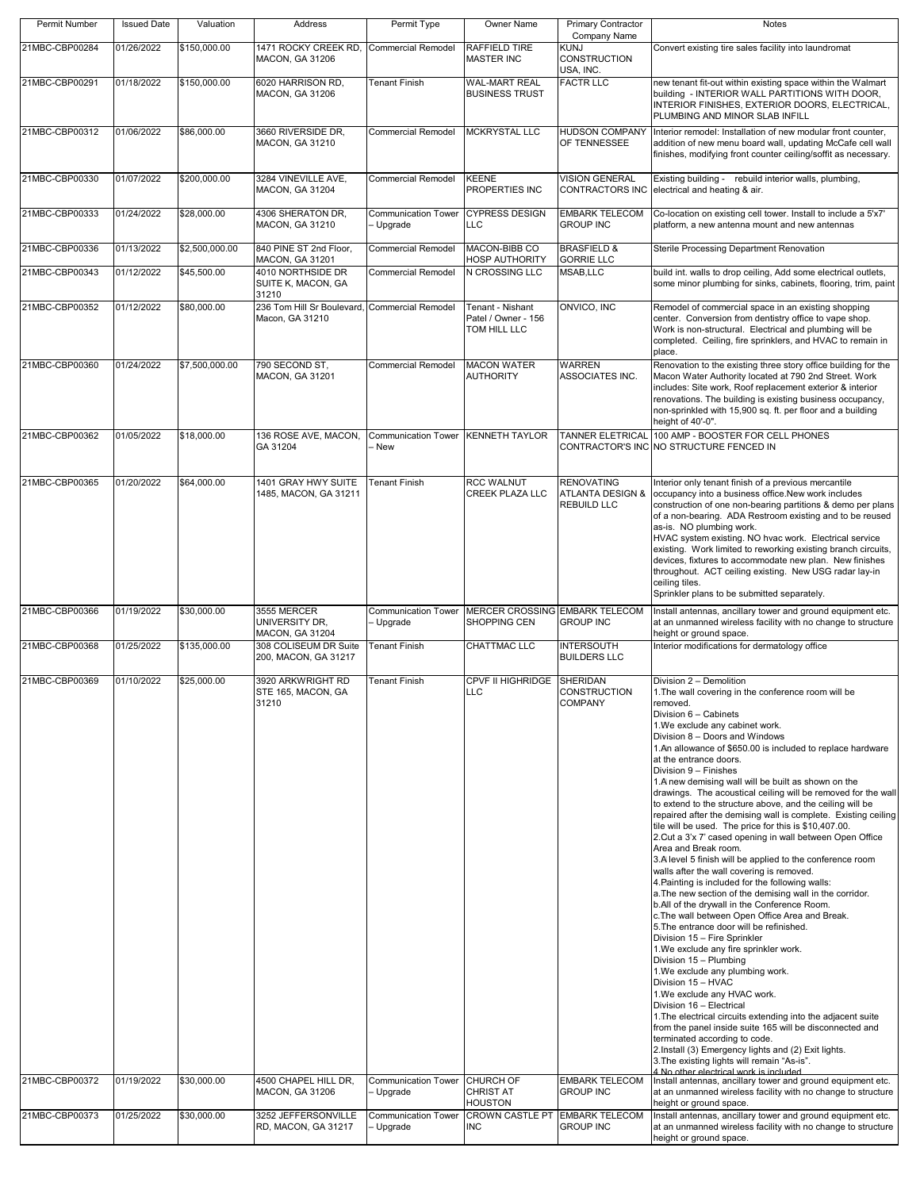| Permit Number | Issued Date | Valuation | Address | Permit Type | Owner Name | Primary Contractor Company Name | Notes |
|---|---|---|---|---|---|---|---|
| 21MBC-CBP00284 | 01/26/2022 | $150,000.00 | 1471 ROCKY CREEK RD, MACON, GA 31206 | Commercial Remodel | RAFFIELD TIRE MASTER INC | KUNJ CONSTRUCTION USA, INC. | Convert existing tire sales facility into laundromat |
| 21MBC-CBP00291 | 01/18/2022 | $150,000.00 | 6020 HARRISON RD, MACON, GA 31206 | Tenant Finish | WAL-MART REAL BUSINESS TRUST | FACTR LLC | new tenant fit-out within existing space within the Walmart building - INTERIOR WALL PARTITIONS WITH DOOR, INTERIOR FINISHES, EXTERIOR DOORS, ELECTRICAL, PLUMBING AND MINOR SLAB INFILL |
| 21MBC-CBP00312 | 01/06/2022 | $86,000.00 | 3660 RIVERSIDE DR, MACON, GA 31210 | Commercial Remodel | MCKRYSTAL LLC | HUDSON COMPANY OF TENNESSEE | Interior remodel: Installation of new modular front counter, addition of new menu board wall, updating McCafe cell wall finishes, modifying front counter ceiling/soffit as necessary. |
| 21MBC-CBP00330 | 01/07/2022 | $200,000.00 | 3284 VINEVILLE AVE, MACON, GA 31204 | Commercial Remodel | KEENE PROPERTIES INC | VISION GENERAL CONTRACTORS INC | Existing building - rebuild interior walls, plumbing, electrical and heating & air. |
| 21MBC-CBP00333 | 01/24/2022 | $28,000.00 | 4306 SHERATON DR, MACON, GA 31210 | Communication Tower – Upgrade | CYPRESS DESIGN LLC | EMBARK TELECOM GROUP INC | Co-location on existing cell tower. Install to include a 5'x7' platform, a new antenna mount and new antennas |
| 21MBC-CBP00336 | 01/13/2022 | $2,500,000.00 | 840 PINE ST 2nd Floor, MACON, GA 31201 | Commercial Remodel | MACON-BIBB CO HOSP AUTHORITY | BRASFIELD & GORRIE LLC | Sterile Processing Department Renovation |
| 21MBC-CBP00343 | 01/12/2022 | $45,500.00 | 4010 NORTHSIDE DR SUITE K, MACON, GA 31210 | Commercial Remodel | N CROSSING LLC | MSAB,LLC | build int. walls to drop ceiling, Add some electrical outlets, some minor plumbing for sinks, cabinets, flooring, trim, paint |
| 21MBC-CBP00352 | 01/12/2022 | $80,000.00 | 236 Tom Hill Sr Boulevard, Macon, GA 31210 | Commercial Remodel | Tenant - Nishant Patel / Owner - 156 TOM HILL LLC | ONVICO, INC | Remodel of commercial space in an existing shopping center. Conversion from dentistry office to vape shop. Work is non-structural. Electrical and plumbing will be completed. Ceiling, fire sprinklers, and HVAC to remain in place. |
| 21MBC-CBP00360 | 01/24/2022 | $7,500,000.00 | 790 SECOND ST, MACON, GA 31201 | Commercial Remodel | MACON WATER AUTHORITY | WARREN ASSOCIATES INC. | Renovation to the existing three story office building for the Macon Water Authority located at 790 2nd Street. Work includes: Site work, Roof replacement exterior & interior renovations. The building is existing business occupancy, non-sprinkled with 15,900 sq. ft. per floor and a building height of 40'-0". |
| 21MBC-CBP00362 | 01/05/2022 | $18,000.00 | 136 ROSE AVE, MACON, GA 31204 | Communication Tower – New | KENNETH TAYLOR | TANNER ELETRICAL CONTRACTOR'S INC | 100 AMP - BOOSTER FOR CELL PHONES NO STRUCTURE FENCED IN |
| 21MBC-CBP00365 | 01/20/2022 | $64,000.00 | 1401 GRAY HWY SUITE 1485, MACON, GA 31211 | Tenant Finish | RCC WALNUT CREEK PLAZA LLC | RENOVATING ATLANTA DESIGN & REBUILD LLC | Interior only tenant finish of a previous mercantile occupancy into a business office.New work includes construction of one non-bearing partitions & demo per plans of a non-bearing. ADA Restroom existing and to be reused as-is. NO plumbing work. HVAC system existing. NO hvac work. Electrical service existing. Work limited to reworking existing branch circuits, devices, fixtures to accommodate new plan. New finishes throughout. ACT ceiling existing. New USG radar lay-in ceiling tiles. Sprinkler plans to be submitted separately. |
| 21MBC-CBP00366 | 01/19/2022 | $30,000.00 | 3555 MERCER UNIVERSITY DR, MACON, GA 31204 | Communication Tower – Upgrade | MERCER CROSSING SHOPPING CEN | EMBARK TELECOM GROUP INC | Install antennas, ancillary tower and ground equipment etc. at an unmanned wireless facility with no change to structure height or ground space. |
| 21MBC-CBP00368 | 01/25/2022 | $135,000.00 | 308 COLISEUM DR Suite 200, MACON, GA 31217 | Tenant Finish | CHATTMAC LLC | INTERSOUTH BUILDERS LLC | Interior modifications for dermatology office |
| 21MBC-CBP00369 | 01/10/2022 | $25,000.00 | 3920 ARKWRIGHT RD STE 165, MACON, GA 31210 | Tenant Finish | CPVF II HIGHRIDGE LLC | SHERIDAN CONSTRUCTION COMPANY | Division 2 – Demolition 1.The wall covering in the conference room will be removed. Division 6 – Cabinets 1.We exclude any cabinet work. Division 8 – Doors and Windows 1.An allowance of $650.00 is included to replace hardware at the entrance doors. Division 9 – Finishes 1.A new demising wall will be built as shown on the drawings. The acoustical ceiling will be removed for the wall to extend to the structure above, and the ceiling will be repaired after the demising wall is complete. Existing ceiling tile will be used. The price for this is $10,407.00. 2.Cut a 3'x 7' cased opening in wall between Open Office Area and Break room. 3.A level 5 finish will be applied to the conference room walls after the wall covering is removed. 4.Painting is included for the following walls: a.The new section of the demising wall in the corridor. b.All of the drywall in the Conference Room. c.The wall between Open Office Area and Break. 5.The entrance door will be refinished. Division 15 – Fire Sprinkler 1.We exclude any fire sprinkler work. Division 15 – Plumbing 1.We exclude any plumbing work. Division 15 – HVAC 1.We exclude any HVAC work. Division 16 – Electrical 1.The electrical circuits extending into the adjacent suite from the panel inside suite 165 will be disconnected and terminated according to code. 2.Install (3) Emergency lights and (2) Exit lights. 3.The existing lights will remain "As-is". 4.No other electrical work is included |
| 21MBC-CBP00372 | 01/19/2022 | $30,000.00 | 4500 CHAPEL HILL DR, MACON, GA 31206 | Communication Tower – Upgrade | CHURCH OF CHRIST AT HOUSTON | EMBARK TELECOM GROUP INC | Install antennas, ancillary tower and ground equipment etc. at an unmanned wireless facility with no change to structure height or ground space. |
| 21MBC-CBP00373 | 01/25/2022 | $30,000.00 | 3252 JEFFERSONVILLE RD, MACON, GA 31217 | Communication Tower – Upgrade | CROWN CASTLE PT INC | EMBARK TELECOM GROUP INC | Install antennas, ancillary tower and ground equipment etc. at an unmanned wireless facility with no change to structure height or ground space. |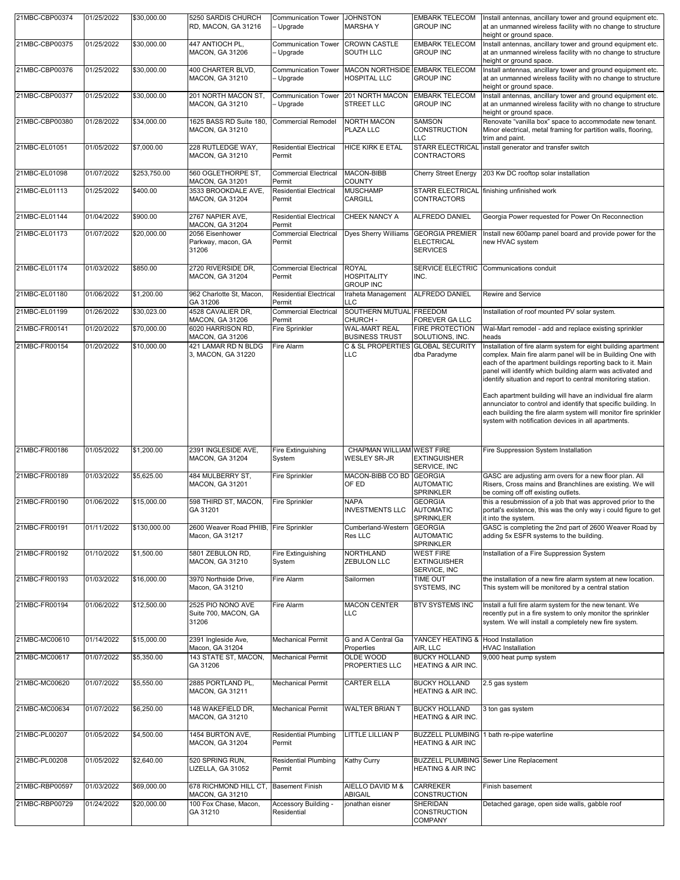| 21MBC-CBP00374 | 01/25/2022 | $30,000.00 | 5250 SARDIS CHURCH RD, MACON, GA 31216 | Communication Tower – Upgrade | JOHNSTON MARSHA Y | EMBARK TELECOM GROUP INC | Install antennas, ancillary tower and ground equipment etc. at an unmanned wireless facility with no change to structure height or ground space. |
|---|---|---|---|---|---|---|---|
| 21MBC-CBP00375 | 01/25/2022 | $30,000.00 | 447 ANTIOCH PL, MACON, GA 31206 | Communication Tower – Upgrade | CROWN CASTLE SOUTH LLC | EMBARK TELECOM GROUP INC | Install antennas, ancillary tower and ground equipment etc. at an unmanned wireless facility with no change to structure height or ground space. |
| 21MBC-CBP00376 | 01/25/2022 | $30,000.00 | 400 CHARTER BLVD, MACON, GA 31210 | Communication Tower – Upgrade | MACON NORTHSIDE HOSPITAL LLC | EMBARK TELECOM GROUP INC | Install antennas, ancillary tower and ground equipment etc. at an unmanned wireless facility with no change to structure height or ground space. |
| 21MBC-CBP00377 | 01/25/2022 | $30,000.00 | 201 NORTH MACON ST, MACON, GA 31210 | Communication Tower – Upgrade | 201 NORTH MACON STREET LLC | EMBARK TELECOM GROUP INC | Install antennas, ancillary tower and ground equipment etc. at an unmanned wireless facility with no change to structure height or ground space. |
| 21MBC-CBP00380 | 01/28/2022 | $34,000.00 | 1625 BASS RD Suite 180, MACON, GA 31210 | Commercial Remodel | NORTH MACON PLAZA LLC | SAMSON CONSTRUCTION LLC | Renovate "vanilla box" space to accommodate new tenant. Minor electrical, metal framing for partition walls, flooring, trim and paint. |
| 21MBC-EL01051 | 01/05/2022 | $7,000.00 | 228 RUTLEDGE WAY, MACON, GA 31210 | Residential Electrical Permit | HICE KIRK E ETAL | STARR ELECTRICAL CONTRACTORS | install generator and transfer switch |
| 21MBC-EL01098 | 01/07/2022 | $253,750.00 | 560 OGLETHORPE ST, MACON, GA 31201 | Commercial Electrical Permit | MACON-BIBB COUNTY | Cherry Street Energy | 203 Kw DC rooftop solar installation |
| 21MBC-EL01113 | 01/25/2022 | $400.00 | 3533 BROOKDALE AVE, MACON, GA 31204 | Residential Electrical Permit | MUSCHAMP CARGILL | STARR ELECTRICAL CONTRACTORS | finishing unfinished work |
| 21MBC-EL01144 | 01/04/2022 | $900.00 | 2767 NAPIER AVE, MACON, GA 31204 | Residential Electrical Permit | CHEEK NANCY A | ALFREDO DANIEL | Georgia Power requested for Power On Reconnection |
| 21MBC-EL01173 | 01/07/2022 | $20,000.00 | 2056 Eisenhower Parkway, macon, GA 31206 | Commercial Electrical Permit | Dyes Sherry Williams | GEORGIA PREMIER ELECTRICAL SERVICES | Install new 600amp panel board and provide power for the new HVAC system |
| 21MBC-EL01174 | 01/03/2022 | $850.00 | 2720 RIVERSIDE DR, MACON, GA 31204 | Commercial Electrical Permit | ROYAL HOSPITALITY GROUP INC | SERVICE ELECTRIC INC. | Communications conduit |
| 21MBC-EL01180 | 01/06/2022 | $1,200.00 | 962 Charlotte St, Macon, GA 31206 | Residential Electrical Permit | Iraheta Management LLC | ALFREDO DANIEL | Rewire and Service |
| 21MBC-EL01199 | 01/26/2022 | $30,023.00 | 4528 CAVALIER DR, MACON, GA 31206 | Commercial Electrical Permit | SOUTHERN MUTUAL CHURCH - | FREEDOM FOREVER GA LLC | Installation of roof mounted PV solar system. |
| 21MBC-FR00141 | 01/20/2022 | $70,000.00 | 6020 HARRISON RD, MACON, GA 31206 | Fire Sprinkler | WAL-MART REAL BUSINESS TRUST | FIRE PROTECTION SOLUTIONS, INC. | Wal-Mart remodel - add and replace existing sprinkler heads |
| 21MBC-FR00154 | 01/20/2022 | $10,000.00 | 421 LAMAR RD N BLDG 3, MACON, GA 31220 | Fire Alarm | C & SL PROPERTIES LLC | GLOBAL SECURITY dba Paradyme | Installation of fire alarm system for eight building apartment complex. Main fire alarm panel will be in Building One with each of the apartment buildings reporting back to it. Main panel will identify which building alarm was activated and identify situation and report to central monitoring station.<br><br>Each apartment building will have an individual fire alarm annunciator to control and identify that specific building. In each building the fire alarm system will monitor fire sprinkler system with notification devices in all apartments. |
| 21MBC-FR00186 | 01/05/2022 | $1,200.00 | 2391 INGLESIDE AVE, MACON, GA 31204 | Fire Extinguishing System | CHAPMAN WILLIAM WESLEY SR-JR | WEST FIRE EXTINGUISHER SERVICE, INC | Fire Suppression System Installation |
| 21MBC-FR00189 | 01/03/2022 | $5,625.00 | 484 MULBERRY ST, MACON, GA 31201 | Fire Sprinkler | MACON-BIBB CO BD OF ED | GEORGIA AUTOMATIC SPRINKLER | GASC are adjusting arm overs for a new floor plan. All Risers, Cross mains and Branchlines are existing. We will be coming off of existing outlets. |
| 21MBC-FR00190 | 01/06/2022 | $15,000.00 | 598 THIRD ST, MACON, GA 31201 | Fire Sprinkler | NAPA INVESTMENTS LLC | GEORGIA AUTOMATIC SPRINKLER | this a resubmission of a job that was approved prior to the portal's existence, this was the only way i could figure to get it into the system. |
| 21MBC-FR00191 | 01/11/2022 | $130,000.00 | 2600 Weaver Road PHIIB, Macon, GA 31217 | Fire Sprinkler | Cumberland-Western Res LLC | GEORGIA AUTOMATIC SPRINKLER | GASC is completing the 2nd part of 2600 Weaver Road by adding 5x ESFR systems to the building. |
| 21MBC-FR00192 | 01/10/2022 | $1,500.00 | 5801 ZEBULON RD, MACON, GA 31210 | Fire Extinguishing System | NORTHLAND ZEBULON LLC | WEST FIRE EXTINGUISHER SERVICE, INC | Installation of a Fire Suppression System |
| 21MBC-FR00193 | 01/03/2022 | $16,000.00 | 3970 Northside Drive, Macon, GA 31210 | Fire Alarm | Sailormen | TIME OUT SYSTEMS, INC | the installation of a new fire alarm system at new location. This system will be monitored by a central station |
| 21MBC-FR00194 | 01/06/2022 | $12,500.00 | 2525 PIO NONO AVE Suite 700, MACON, GA 31206 | Fire Alarm | MACON CENTER LLC | BTV SYSTEMS INC | Install a full fire alarm system for the new tenant. We recently put in a fire system to only monitor the sprinkler system. We will install a completely new fire system. |
| 21MBC-MC00610 | 01/14/2022 | $15,000.00 | 2391 Ingleside Ave, Macon, GA 31204 | Mechanical Permit | G and A Central Ga Properties | YANCEY HEATING & AIR, LLC | Hood Installation<br>HVAC Installation |
| 21MBC-MC00617 | 01/07/2022 | $5,350.00 | 143 STATE ST, MACON, GA 31206 | Mechanical Permit | OLDE WOOD PROPERTIES LLC | BUCKY HOLLAND HEATING & AIR INC. | 9,000 heat pump system |
| 21MBC-MC00620 | 01/07/2022 | $5,550.00 | 2885 PORTLAND PL, MACON, GA 31211 | Mechanical Permit | CARTER ELLA | BUCKY HOLLAND HEATING & AIR INC. | 2.5 gas system |
| 21MBC-MC00634 | 01/07/2022 | $6,250.00 | 148 WAKEFIELD DR, MACON, GA 31210 | Mechanical Permit | WALTER BRIAN T | BUCKY HOLLAND HEATING & AIR INC. | 3 ton gas system |
| 21MBC-PL00207 | 01/05/2022 | $4,500.00 | 1454 BURTON AVE, MACON, GA 31204 | Residential Plumbing Permit | LITTLE LILLIAN P | BUZZELL PLUMBING HEATING & AIR INC | 1 bath re-pipe waterline |
| 21MBC-PL00208 | 01/05/2022 | $2,640.00 | 520 SPRING RUN, LIZELLA, GA 31052 | Residential Plumbing Permit | Kathy Curry | BUZZELL PLUMBING HEATING & AIR INC | Sewer Line Replacement |
| 21MBC-RBP00597 | 01/03/2022 | $69,000.00 | 678 RICHMOND HILL CT, MACON, GA 31210 | Basement Finish | AIELLO DAVID M & ABIGAIL | CARREKER CONSTRUCTION | Finish basement |
| 21MBC-RBP00729 | 01/24/2022 | $20,000.00 | 100 Fox Chase, Macon, GA 31210 | Accessory Building - Residential | jonathan eisner | SHERIDAN CONSTRUCTION COMPANY | Detached garage, open side walls, gabble roof |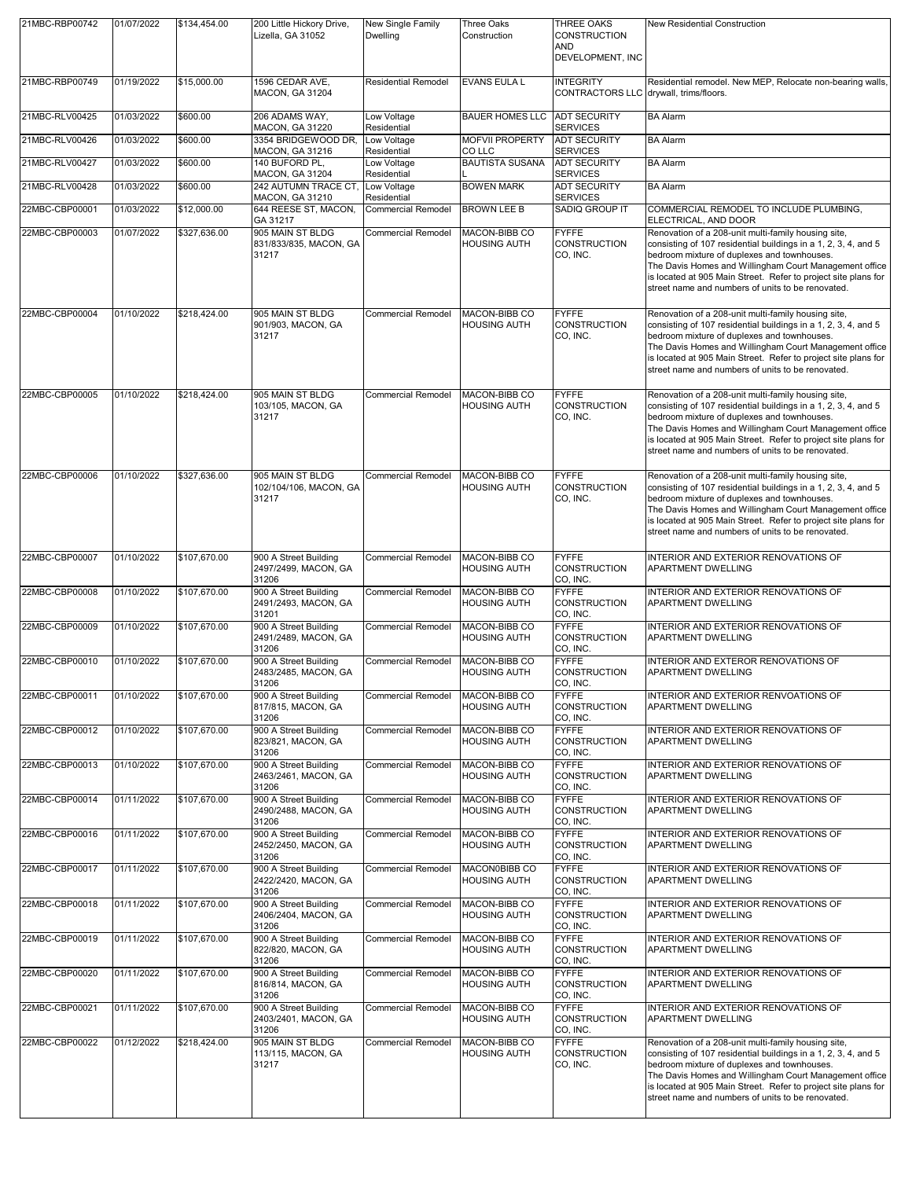| | | | | | | | |
|---|---|---|---|---|---|---|---|
| 21MBC-RBP00742 | 01/07/2022 | $134,454.00 | 200 Little Hickory Drive, Lizella, GA 31052 | New Single Family Dwelling | Three Oaks Construction | THREE OAKS CONSTRUCTION AND DEVELOPMENT, INC | New Residential Construction |
| 21MBC-RBP00749 | 01/19/2022 | $15,000.00 | 1596 CEDAR AVE, MACON, GA 31204 | Residential Remodel | EVANS EULA L | INTEGRITY CONTRACTORS LLC | Residential remodel. New MEP, Relocate non-bearing walls, drywall, trims/floors. |
| 21MBC-RLV00425 | 01/03/2022 | $600.00 | 206 ADAMS WAY, MACON, GA 31220 | Low Voltage Residential | BAUER HOMES LLC | ADT SECURITY SERVICES | BA Alarm |
| 21MBC-RLV00426 | 01/03/2022 | $600.00 | 3354 BRIDGEWOOD DR, MACON, GA 31216 | Low Voltage Residential | MOFVII PROPERTY CO LLC | ADT SECURITY SERVICES | BA Alarm |
| 21MBC-RLV00427 | 01/03/2022 | $600.00 | 140 BUFORD PL, MACON, GA 31204 | Low Voltage Residential | BAUTISTA SUSANA L | ADT SECURITY SERVICES | BA Alarm |
| 21MBC-RLV00428 | 01/03/2022 | $600.00 | 242 AUTUMN TRACE CT, MACON, GA 31210 | Low Voltage Residential | BOWEN MARK | ADT SECURITY SERVICES | BA Alarm |
| 22MBC-CBP00001 | 01/03/2022 | $12,000.00 | 644 REESE ST, MACON, GA 31217 | Commercial Remodel | BROWN LEE B | SADIQ GROUP IT | COMMERCIAL REMODEL TO INCLUDE PLUMBING, ELECTRICAL, AND DOOR |
| 22MBC-CBP00003 | 01/07/2022 | $327,636.00 | 905 MAIN ST BLDG 831/833/835, MACON, GA 31217 | Commercial Remodel | MACON-BIBB CO HOUSING AUTH | FYFFE CONSTRUCTION CO, INC. | Renovation of a 208-unit multi-family housing site, consisting of 107 residential buildings in a 1, 2, 3, 4, and 5 bedroom mixture of duplexes and townhouses. The Davis Homes and Willingham Court Management office is located at 905 Main Street. Refer to project site plans for street name and numbers of units to be renovated. |
| 22MBC-CBP00004 | 01/10/2022 | $218,424.00 | 905 MAIN ST BLDG 901/903, MACON, GA 31217 | Commercial Remodel | MACON-BIBB CO HOUSING AUTH | FYFFE CONSTRUCTION CO, INC. | Renovation of a 208-unit multi-family housing site, consisting of 107 residential buildings in a 1, 2, 3, 4, and 5 bedroom mixture of duplexes and townhouses. The Davis Homes and Willingham Court Management office is located at 905 Main Street. Refer to project site plans for street name and numbers of units to be renovated. |
| 22MBC-CBP00005 | 01/10/2022 | $218,424.00 | 905 MAIN ST BLDG 103/105, MACON, GA 31217 | Commercial Remodel | MACON-BIBB CO HOUSING AUTH | FYFFE CONSTRUCTION CO, INC. | Renovation of a 208-unit multi-family housing site, consisting of 107 residential buildings in a 1, 2, 3, 4, and 5 bedroom mixture of duplexes and townhouses. The Davis Homes and Willingham Court Management office is located at 905 Main Street. Refer to project site plans for street name and numbers of units to be renovated. |
| 22MBC-CBP00006 | 01/10/2022 | $327,636.00 | 905 MAIN ST BLDG 102/104/106, MACON, GA 31217 | Commercial Remodel | MACON-BIBB CO HOUSING AUTH | FYFFE CONSTRUCTION CO, INC. | Renovation of a 208-unit multi-family housing site, consisting of 107 residential buildings in a 1, 2, 3, 4, and 5 bedroom mixture of duplexes and townhouses. The Davis Homes and Willingham Court Management office is located at 905 Main Street. Refer to project site plans for street name and numbers of units to be renovated. |
| 22MBC-CBP00007 | 01/10/2022 | $107,670.00 | 900 A Street Building 2497/2499, MACON, GA 31206 | Commercial Remodel | MACON-BIBB CO HOUSING AUTH | FYFFE CONSTRUCTION CO, INC. | INTERIOR AND EXTERIOR RENOVATIONS OF APARTMENT DWELLING |
| 22MBC-CBP00008 | 01/10/2022 | $107,670.00 | 900 A Street Building 2491/2493, MACON, GA 31201 | Commercial Remodel | MACON-BIBB CO HOUSING AUTH | FYFFE CONSTRUCTION CO, INC. | INTERIOR AND EXTERIOR RENOVATIONS OF APARTMENT DWELLING |
| 22MBC-CBP00009 | 01/10/2022 | $107,670.00 | 900 A Street Building 2491/2489, MACON, GA 31206 | Commercial Remodel | MACON-BIBB CO HOUSING AUTH | FYFFE CONSTRUCTION CO, INC. | INTERIOR AND EXTERIOR RENOVATIONS OF APARTMENT DWELLING |
| 22MBC-CBP00010 | 01/10/2022 | $107,670.00 | 900 A Street Building 2483/2485, MACON, GA 31206 | Commercial Remodel | MACON-BIBB CO HOUSING AUTH | FYFFE CONSTRUCTION CO, INC. | INTERIOR AND EXTEROR RENOVATIONS OF APARTMENT DWELLING |
| 22MBC-CBP00011 | 01/10/2022 | $107,670.00 | 900 A Street Building 817/815, MACON, GA 31206 | Commercial Remodel | MACON-BIBB CO HOUSING AUTH | FYFFE CONSTRUCTION CO, INC. | INTERIOR AND EXTERIOR RENVOATIONS OF APARTMENT DWELLING |
| 22MBC-CBP00012 | 01/10/2022 | $107,670.00 | 900 A Street Building 823/821, MACON, GA 31206 | Commercial Remodel | MACON-BIBB CO HOUSING AUTH | FYFFE CONSTRUCTION CO, INC. | INTERIOR AND EXTERIOR RENOVATIONS OF APARTMENT DWELLING |
| 22MBC-CBP00013 | 01/10/2022 | $107,670.00 | 900 A Street Building 2463/2461, MACON, GA 31206 | Commercial Remodel | MACON-BIBB CO HOUSING AUTH | FYFFE CONSTRUCTION CO, INC. | INTERIOR AND EXTERIOR RENOVATIONS OF APARTMENT DWELLING |
| 22MBC-CBP00014 | 01/11/2022 | $107,670.00 | 900 A Street Building 2490/2488, MACON, GA 31206 | Commercial Remodel | MACON-BIBB CO HOUSING AUTH | FYFFE CONSTRUCTION CO, INC. | INTERIOR AND EXTERIOR RENOVATIONS OF APARTMENT DWELLING |
| 22MBC-CBP00016 | 01/11/2022 | $107,670.00 | 900 A Street Building 2452/2450, MACON, GA 31206 | Commercial Remodel | MACON-BIBB CO HOUSING AUTH | FYFFE CONSTRUCTION CO, INC. | INTERIOR AND EXTERIOR RENOVATIONS OF APARTMENT DWELLING |
| 22MBC-CBP00017 | 01/11/2022 | $107,670.00 | 900 A Street Building 2422/2420, MACON, GA 31206 | Commercial Remodel | MACON0BIBB CO HOUSING AUTH | FYFFE CONSTRUCTION CO, INC. | INTERIOR AND EXTERIOR RENOVATIONS OF APARTMENT DWELLING |
| 22MBC-CBP00018 | 01/11/2022 | $107,670.00 | 900 A Street Building 2406/2404, MACON, GA 31206 | Commercial Remodel | MACON-BIBB CO HOUSING AUTH | FYFFE CONSTRUCTION CO, INC. | INTERIOR AND EXTERIOR RENOVATIONS OF APARTMENT DWELLING |
| 22MBC-CBP00019 | 01/11/2022 | $107,670.00 | 900 A Street Building 822/820, MACON, GA 31206 | Commercial Remodel | MACON-BIBB CO HOUSING AUTH | FYFFE CONSTRUCTION CO, INC. | INTERIOR AND EXTERIOR RENOVATIONS OF APARTMENT DWELLING |
| 22MBC-CBP00020 | 01/11/2022 | $107,670.00 | 900 A Street Building 816/814, MACON, GA 31206 | Commercial Remodel | MACON-BIBB CO HOUSING AUTH | FYFFE CONSTRUCTION CO, INC. | INTERIOR AND EXTERIOR RENOVATIONS OF APARTMENT DWELLING |
| 22MBC-CBP00021 | 01/11/2022 | $107,670.00 | 900 A Street Building 2403/2401, MACON, GA 31206 | Commercial Remodel | MACON-BIBB CO HOUSING AUTH | FYFFE CONSTRUCTION CO, INC. | INTERIOR AND EXTERIOR RENOVATIONS OF APARTMENT DWELLING |
| 22MBC-CBP00022 | 01/12/2022 | $218,424.00 | 905 MAIN ST BLDG 113/115, MACON, GA 31217 | Commercial Remodel | MACON-BIBB CO HOUSING AUTH | FYFFE CONSTRUCTION CO, INC. | Renovation of a 208-unit multi-family housing site, consisting of 107 residential buildings in a 1, 2, 3, 4, and 5 bedroom mixture of duplexes and townhouses. The Davis Homes and Willingham Court Management office is located at 905 Main Street. Refer to project site plans for street name and numbers of units to be renovated. |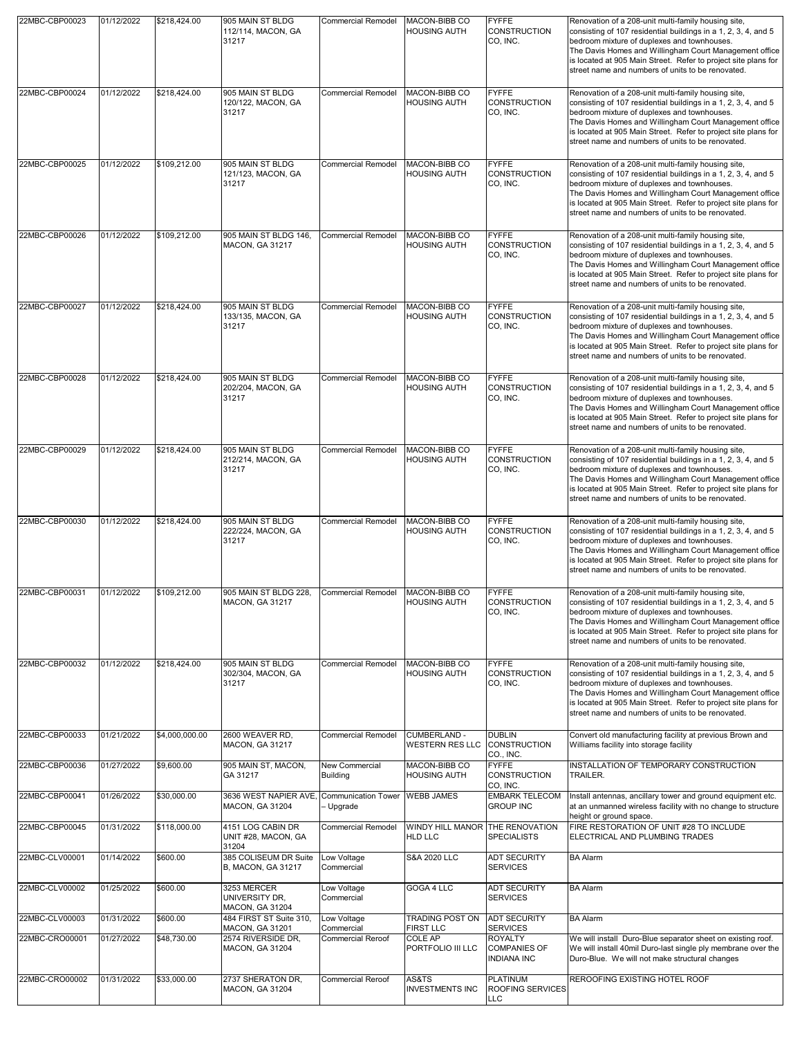| 22MBC-CBP00023 | 01/12/2022 | $218,424.00 | 905 MAIN ST BLDG 112/114, MACON, GA 31217 | Commercial Remodel | MACON-BIBB CO HOUSING AUTH | FYFFE CONSTRUCTION CO, INC. | Renovation of a 208-unit multi-family housing site, consisting of 107 residential buildings in a 1, 2, 3, 4, and 5 bedroom mixture of duplexes and townhouses. The Davis Homes and Willingham Court Management office is located at 905 Main Street. Refer to project site plans for street name and numbers of units to be renovated. |
|---|---|---|---|---|---|---|---|
| 22MBC-CBP00024 | 01/12/2022 | $218,424.00 | 905 MAIN ST BLDG 120/122, MACON, GA 31217 | Commercial Remodel | MACON-BIBB CO HOUSING AUTH | FYFFE CONSTRUCTION CO, INC. | Renovation of a 208-unit multi-family housing site, consisting of 107 residential buildings in a 1, 2, 3, 4, and 5 bedroom mixture of duplexes and townhouses. The Davis Homes and Willingham Court Management office is located at 905 Main Street. Refer to project site plans for street name and numbers of units to be renovated. |
| 22MBC-CBP00025 | 01/12/2022 | $109,212.00 | 905 MAIN ST BLDG 121/123, MACON, GA 31217 | Commercial Remodel | MACON-BIBB CO HOUSING AUTH | FYFFE CONSTRUCTION CO, INC. | Renovation of a 208-unit multi-family housing site, consisting of 107 residential buildings in a 1, 2, 3, 4, and 5 bedroom mixture of duplexes and townhouses. The Davis Homes and Willingham Court Management office is located at 905 Main Street. Refer to project site plans for street name and numbers of units to be renovated. |
| 22MBC-CBP00026 | 01/12/2022 | $109,212.00 | 905 MAIN ST BLDG 146, MACON, GA 31217 | Commercial Remodel | MACON-BIBB CO HOUSING AUTH | FYFFE CONSTRUCTION CO, INC. | Renovation of a 208-unit multi-family housing site, consisting of 107 residential buildings in a 1, 2, 3, 4, and 5 bedroom mixture of duplexes and townhouses. The Davis Homes and Willingham Court Management office is located at 905 Main Street. Refer to project site plans for street name and numbers of units to be renovated. |
| 22MBC-CBP00027 | 01/12/2022 | $218,424.00 | 905 MAIN ST BLDG 133/135, MACON, GA 31217 | Commercial Remodel | MACON-BIBB CO HOUSING AUTH | FYFFE CONSTRUCTION CO, INC. | Renovation of a 208-unit multi-family housing site, consisting of 107 residential buildings in a 1, 2, 3, 4, and 5 bedroom mixture of duplexes and townhouses. The Davis Homes and Willingham Court Management office is located at 905 Main Street. Refer to project site plans for street name and numbers of units to be renovated. |
| 22MBC-CBP00028 | 01/12/2022 | $218,424.00 | 905 MAIN ST BLDG 202/204, MACON, GA 31217 | Commercial Remodel | MACON-BIBB CO HOUSING AUTH | FYFFE CONSTRUCTION CO, INC. | Renovation of a 208-unit multi-family housing site, consisting of 107 residential buildings in a 1, 2, 3, 4, and 5 bedroom mixture of duplexes and townhouses. The Davis Homes and Willingham Court Management office is located at 905 Main Street. Refer to project site plans for street name and numbers of units to be renovated. |
| 22MBC-CBP00029 | 01/12/2022 | $218,424.00 | 905 MAIN ST BLDG 212/214, MACON, GA 31217 | Commercial Remodel | MACON-BIBB CO HOUSING AUTH | FYFFE CONSTRUCTION CO, INC. | Renovation of a 208-unit multi-family housing site, consisting of 107 residential buildings in a 1, 2, 3, 4, and 5 bedroom mixture of duplexes and townhouses. The Davis Homes and Willingham Court Management office is located at 905 Main Street. Refer to project site plans for street name and numbers of units to be renovated. |
| 22MBC-CBP00030 | 01/12/2022 | $218,424.00 | 905 MAIN ST BLDG 222/224, MACON, GA 31217 | Commercial Remodel | MACON-BIBB CO HOUSING AUTH | FYFFE CONSTRUCTION CO, INC. | Renovation of a 208-unit multi-family housing site, consisting of 107 residential buildings in a 1, 2, 3, 4, and 5 bedroom mixture of duplexes and townhouses. The Davis Homes and Willingham Court Management office is located at 905 Main Street. Refer to project site plans for street name and numbers of units to be renovated. |
| 22MBC-CBP00031 | 01/12/2022 | $109,212.00 | 905 MAIN ST BLDG 228, MACON, GA 31217 | Commercial Remodel | MACON-BIBB CO HOUSING AUTH | FYFFE CONSTRUCTION CO, INC. | Renovation of a 208-unit multi-family housing site, consisting of 107 residential buildings in a 1, 2, 3, 4, and 5 bedroom mixture of duplexes and townhouses. The Davis Homes and Willingham Court Management office is located at 905 Main Street. Refer to project site plans for street name and numbers of units to be renovated. |
| 22MBC-CBP00032 | 01/12/2022 | $218,424.00 | 905 MAIN ST BLDG 302/304, MACON, GA 31217 | Commercial Remodel | MACON-BIBB CO HOUSING AUTH | FYFFE CONSTRUCTION CO, INC. | Renovation of a 208-unit multi-family housing site, consisting of 107 residential buildings in a 1, 2, 3, 4, and 5 bedroom mixture of duplexes and townhouses. The Davis Homes and Willingham Court Management office is located at 905 Main Street. Refer to project site plans for street name and numbers of units to be renovated. |
| 22MBC-CBP00033 | 01/21/2022 | $4,000,000.00 | 2600 WEAVER RD, MACON, GA 31217 | Commercial Remodel | CUMBERLAND - WESTERN RES LLC | DUBLIN CONSTRUCTION CO., INC. | Convert old manufacturing facility at previous Brown and Williams facility into storage facility |
| 22MBC-CBP00036 | 01/27/2022 | $9,600.00 | 905 MAIN ST, MACON, GA 31217 | New Commercial Building | MACON-BIBB CO HOUSING AUTH | FYFFE CONSTRUCTION CO, INC. | INSTALLATION OF TEMPORARY CONSTRUCTION TRAILER. |
| 22MBC-CBP00041 | 01/26/2022 | $30,000.00 | 3636 WEST NAPIER AVE, MACON, GA 31204 | Communication Tower – Upgrade | WEBB JAMES | EMBARK TELECOM GROUP INC | Install antennas, ancillary tower and ground equipment etc. at an unmanned wireless facility with no change to structure height or ground space. |
| 22MBC-CBP00045 | 01/31/2022 | $118,000.00 | 4151 LOG CABIN DR UNIT #28, MACON, GA 31204 | Commercial Remodel | WINDY HILL MANOR HLD LLC | THE RENOVATION SPECIALISTS | FIRE RESTORATION OF UNIT #28 TO INCLUDE ELECTRICAL AND PLUMBING TRADES |
| 22MBC-CLV00001 | 01/14/2022 | $600.00 | 385 COLISEUM DR Suite B, MACON, GA 31217 | Low Voltage Commercial | S&A 2020 LLC | ADT SECURITY SERVICES | BA Alarm |
| 22MBC-CLV00002 | 01/25/2022 | $600.00 | 3253 MERCER UNIVERSITY DR, MACON, GA 31204 | Low Voltage Commercial | GOGA 4 LLC | ADT SECURITY SERVICES | BA Alarm |
| 22MBC-CLV00003 | 01/31/2022 | $600.00 | 484 FIRST ST Suite 310, MACON, GA 31201 | Low Voltage Commercial | TRADING POST ON FIRST LLC | ADT SECURITY SERVICES | BA Alarm |
| 22MBC-CRO00001 | 01/27/2022 | $48,730.00 | 2574 RIVERSIDE DR, MACON, GA 31204 | Commercial Reroof | COLE AP PORTFOLIO III LLC | ROYALTY COMPANIES OF INDIANA INC | We will install Duro-Blue separator sheet on existing roof. We will install 40mil Duro-last single ply membrane over the Duro-Blue. We will not make structural changes |
| 22MBC-CRO00002 | 01/31/2022 | $33,000.00 | 2737 SHERATON DR, MACON, GA 31204 | Commercial Reroof | AS&TS INVESTMENTS INC | PLATINUM ROOFING SERVICES LLC | REROOFING EXISTING HOTEL ROOF |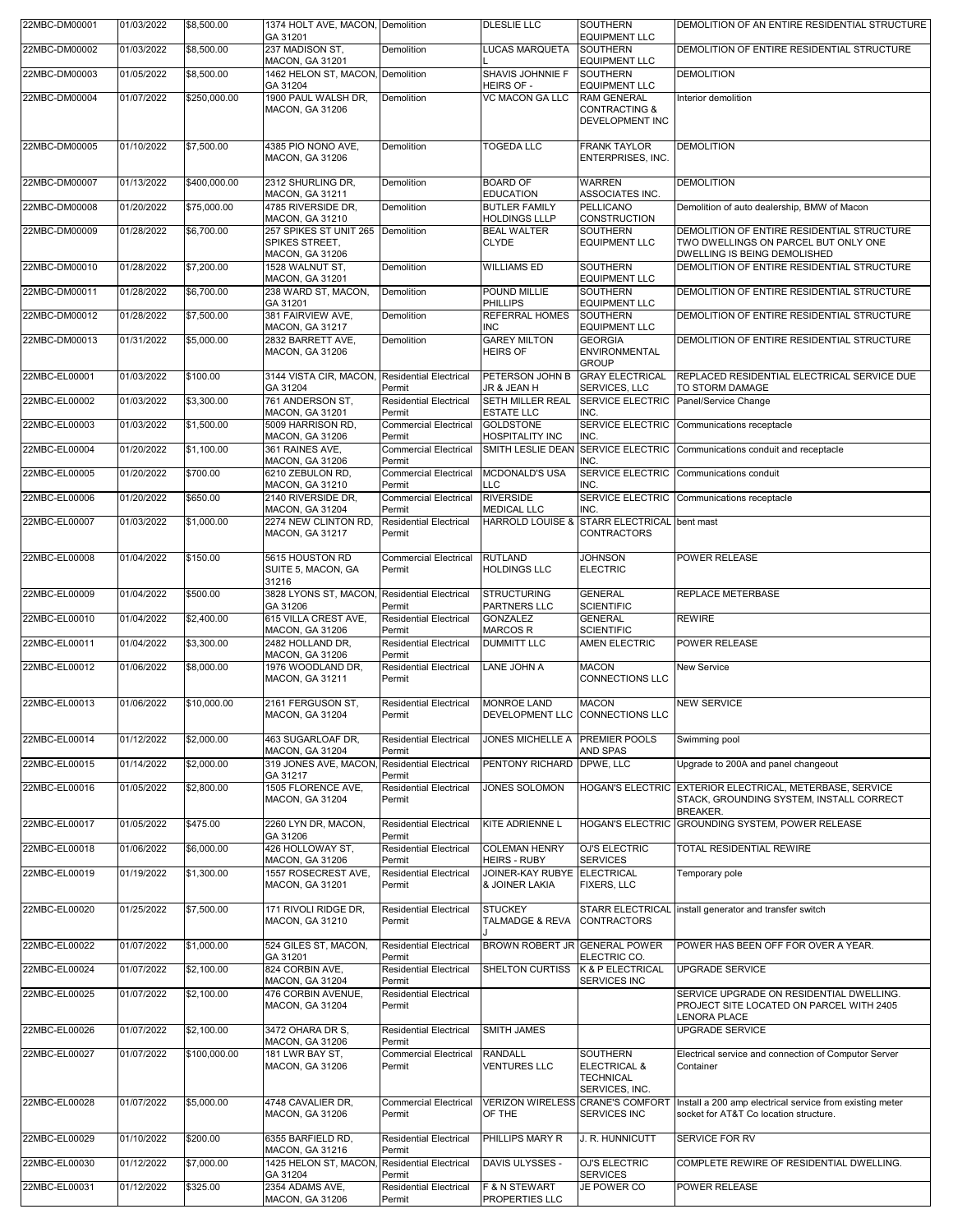| | | | | | | | |
|---|---|---|---|---|---|---|---|
| 22MBC-DM00001 | 01/03/2022 | $8,500.00 | 1374 HOLT AVE, MACON, GA 31201 | Demolition | DLESLIE LLC | SOUTHERN EQUIPMENT LLC | DEMOLITION OF AN ENTIRE RESIDENTIAL STRUCTURE |
| 22MBC-DM00002 | 01/03/2022 | $8,500.00 | 237 MADISON ST, MACON, GA 31201 | Demolition | LUCAS MARQUETA L | SOUTHERN EQUIPMENT LLC | DEMOLITION OF ENTIRE RESIDENTIAL STRUCTURE |
| 22MBC-DM00003 | 01/05/2022 | $8,500.00 | 1462 HELON ST, MACON, GA 31204 | Demolition | SHAVIS JOHNNIE F HEIRS OF - | SOUTHERN EQUIPMENT LLC | DEMOLITION |
| 22MBC-DM00004 | 01/07/2022 | $250,000.00 | 1900 PAUL WALSH DR, MACON, GA 31206 | Demolition | VC MACON GA LLC | RAM GENERAL CONTRACTING & DEVELOPMENT INC | Interior demolition |
| 22MBC-DM00005 | 01/10/2022 | $7,500.00 | 4385 PIO NONO AVE, MACON, GA 31206 | Demolition | TOGEDA LLC | FRANK TAYLOR ENTERPRISES, INC. | DEMOLITION |
| 22MBC-DM00007 | 01/13/2022 | $400,000.00 | 2312 SHURLING DR, MACON, GA 31211 | Demolition | BOARD OF EDUCATION | WARREN ASSOCIATES INC. | DEMOLITION |
| 22MBC-DM00008 | 01/20/2022 | $75,000.00 | 4785 RIVERSIDE DR, MACON, GA 31210 | Demolition | BUTLER FAMILY HOLDINGS LLLP | PELLICANO CONSTRUCTION | Demolition of auto dealership, BMW of Macon |
| 22MBC-DM00009 | 01/28/2022 | $6,700.00 | 257 SPIKES ST UNIT 265 SPIKES STREET, MACON, GA 31206 | Demolition | BEAL WALTER CLYDE | SOUTHERN EQUIPMENT LLC | DEMOLITION OF ENTIRE RESIDENTIAL STRUCTURE TWO DWELLINGS ON PARCEL BUT ONLY ONE DWELLING IS BEING DEMOLISHED |
| 22MBC-DM00010 | 01/28/2022 | $7,200.00 | 1528 WALNUT ST, MACON, GA 31201 | Demolition | WILLIAMS ED | SOUTHERN EQUIPMENT LLC | DEMOLITION OF ENTIRE RESIDENTIAL STRUCTURE |
| 22MBC-DM00011 | 01/28/2022 | $6,700.00 | 238 WARD ST, MACON, GA 31201 | Demolition | POUND MILLIE PHILLIPS | SOUTHERN EQUIPMENT LLC | DEMOLITION OF ENTIRE RESIDENTIAL STRUCTURE |
| 22MBC-DM00012 | 01/28/2022 | $7,500.00 | 381 FAIRVIEW AVE, MACON, GA 31217 | Demolition | REFERRAL HOMES INC | SOUTHERN EQUIPMENT LLC | DEMOLITION OF ENTIRE RESIDENTIAL STRUCTURE |
| 22MBC-DM00013 | 01/31/2022 | $5,000.00 | 2832 BARRETT AVE, MACON, GA 31206 | Demolition | GAREY MILTON HEIRS OF | GEORGIA ENVIRONMENTAL GROUP | DEMOLITION OF ENTIRE RESIDENTIAL STRUCTURE |
| 22MBC-EL00001 | 01/03/2022 | $100.00 | 3144 VISTA CIR, MACON, GA 31204 | Residential Electrical Permit | PETERSON JOHN B JR & JEAN H | GRAY ELECTRICAL SERVICES, LLC | REPLACED RESIDENTIAL ELECTRICAL SERVICE DUE TO STORM DAMAGE |
| 22MBC-EL00002 | 01/03/2022 | $3,300.00 | 761 ANDERSON ST, MACON, GA 31201 | Residential Electrical Permit | SETH MILLER REAL ESTATE LLC | SERVICE ELECTRIC INC. | Panel/Service Change |
| 22MBC-EL00003 | 01/03/2022 | $1,500.00 | 5009 HARRISON RD, MACON, GA 31206 | Commercial Electrical Permit | GOLDSTONE HOSPITALITY INC | SERVICE ELECTRIC INC. | Communications receptacle |
| 22MBC-EL00004 | 01/20/2022 | $1,100.00 | 361 RAINES AVE, MACON, GA 31206 | Commercial Electrical Permit | SMITH LESLIE DEAN | SERVICE ELECTRIC INC. | Communications conduit and receptacle |
| 22MBC-EL00005 | 01/20/2022 | $700.00 | 6210 ZEBULON RD, MACON, GA 31210 | Commercial Electrical Permit | MCDONALD'S USA LLC | SERVICE ELECTRIC INC. | Communications conduit |
| 22MBC-EL00006 | 01/20/2022 | $650.00 | 2140 RIVERSIDE DR, MACON, GA 31204 | Commercial Electrical Permit | RIVERSIDE MEDICAL LLC | SERVICE ELECTRIC INC. | Communications receptacle |
| 22MBC-EL00007 | 01/03/2022 | $1,000.00 | 2274 NEW CLINTON RD, MACON, GA 31217 | Residential Electrical Permit | HARROLD LOUISE & | STARR ELECTRICAL CONTRACTORS | bent mast |
| 22MBC-EL00008 | 01/04/2022 | $150.00 | 5615 HOUSTON RD SUITE 5, MACON, GA 31216 | Commercial Electrical Permit | RUTLAND HOLDINGS LLC | JOHNSON ELECTRIC | POWER RELEASE |
| 22MBC-EL00009 | 01/04/2022 | $500.00 | 3828 LYONS ST, MACON, GA 31206 | Residential Electrical Permit | STRUCTURING PARTNERS LLC | GENERAL SCIENTIFIC | REPLACE METERBASE |
| 22MBC-EL00010 | 01/04/2022 | $2,400.00 | 615 VILLA CREST AVE, MACON, GA 31206 | Residential Electrical Permit | GONZALEZ MARCOS R | GENERAL SCIENTIFIC | REWIRE |
| 22MBC-EL00011 | 01/04/2022 | $3,300.00 | 2482 HOLLAND DR, MACON, GA 31206 | Residential Electrical Permit | DUMMITT LLC | AMEN ELECTRIC | POWER RELEASE |
| 22MBC-EL00012 | 01/06/2022 | $8,000.00 | 1976 WOODLAND DR, MACON, GA 31211 | Residential Electrical Permit | LANE JOHN A | MACON CONNECTIONS LLC | New Service |
| 22MBC-EL00013 | 01/06/2022 | $10,000.00 | 2161 FERGUSON ST, MACON, GA 31204 | Residential Electrical Permit | MONROE LAND DEVELOPMENT LLC | MACON CONNECTIONS LLC | NEW SERVICE |
| 22MBC-EL00014 | 01/12/2022 | $2,000.00 | 463 SUGARLOAF DR, MACON, GA 31204 | Residential Electrical Permit | JONES MICHELLE A | PREMIER POOLS AND SPAS | Swimming pool |
| 22MBC-EL00015 | 01/14/2022 | $2,000.00 | 319 JONES AVE, MACON, GA 31217 | Residential Electrical Permit | PENTONY RICHARD | DPWE, LLC | Upgrade to 200A and panel changeout |
| 22MBC-EL00016 | 01/05/2022 | $2,800.00 | 1505 FLORENCE AVE, MACON, GA 31204 | Residential Electrical Permit | JONES SOLOMON | HOGAN'S ELECTRIC | EXTERIOR ELECTRICAL, METERBASE, SERVICE STACK, GROUNDING SYSTEM, INSTALL CORRECT BREAKER. |
| 22MBC-EL00017 | 01/05/2022 | $475.00 | 2260 LYN DR, MACON, GA 31206 | Residential Electrical Permit | KITE ADRIENNE L | HOGAN'S ELECTRIC | GROUNDING SYSTEM, POWER RELEASE |
| 22MBC-EL00018 | 01/06/2022 | $6,000.00 | 426 HOLLOWAY ST, MACON, GA 31206 | Residential Electrical Permit | COLEMAN HENRY HEIRS - RUBY | OJ'S ELECTRIC SERVICES | TOTAL RESIDENTIAL REWIRE |
| 22MBC-EL00019 | 01/19/2022 | $1,300.00 | 1557 ROSECREST AVE, MACON, GA 31201 | Residential Electrical Permit | JOINER-KAY RUBYE & JOINER LAKIA | ELECTRICAL FIXERS, LLC | Temporary pole |
| 22MBC-EL00020 | 01/25/2022 | $7,500.00 | 171 RIVOLI RIDGE DR, MACON, GA 31210 | Residential Electrical Permit | STUCKEY TALMADGE & REVA J | STARR ELECTRICAL CONTRACTORS | install generator and transfer switch |
| 22MBC-EL00022 | 01/07/2022 | $1,000.00 | 524 GILES ST, MACON, GA 31201 | Residential Electrical Permit | BROWN ROBERT JR | GENERAL POWER ELECTRIC CO. | POWER HAS BEEN OFF FOR OVER A YEAR. |
| 22MBC-EL00024 | 01/07/2022 | $2,100.00 | 824 CORBIN AVE, MACON, GA 31204 | Residential Electrical Permit | SHELTON CURTISS | K & P ELECTRICAL SERVICES INC | UPGRADE SERVICE |
| 22MBC-EL00025 | 01/07/2022 | $2,100.00 | 476 CORBIN AVENUE, MACON, GA 31204 | Residential Electrical Permit | | | SERVICE UPGRADE ON RESIDENTIAL DWELLING. PROJECT SITE LOCATED ON PARCEL WITH 2405 LENORA PLACE |
| 22MBC-EL00026 | 01/07/2022 | $2,100.00 | 3472 OHARA DR S, MACON, GA 31206 | Residential Electrical Permit | SMITH JAMES | | UPGRADE SERVICE |
| 22MBC-EL00027 | 01/07/2022 | $100,000.00 | 181 LWR BAY ST, MACON, GA 31206 | Commercial Electrical Permit | RANDALL VENTURES LLC | SOUTHERN ELECTRICAL & TECHNICAL SERVICES, INC. | Electrical service and connection of Computor Server Container |
| 22MBC-EL00028 | 01/07/2022 | $5,000.00 | 4748 CAVALIER DR, MACON, GA 31206 | Commercial Electrical Permit | VERIZON WIRELESS OF THE | CRANE'S COMFORT SERVICES INC | Install a 200 amp electrical service from existing meter socket for AT&T Co location structure. |
| 22MBC-EL00029 | 01/10/2022 | $200.00 | 6355 BARFIELD RD, MACON, GA 31216 | Residential Electrical Permit | PHILLIPS MARY R | J. R. HUNNICUTT | SERVICE FOR RV |
| 22MBC-EL00030 | 01/12/2022 | $7,000.00 | 1425 HELON ST, MACON, GA 31204 | Residential Electrical Permit | DAVIS ULYSSES - | OJ'S ELECTRIC SERVICES | COMPLETE REWIRE OF RESIDENTIAL DWELLING. |
| 22MBC-EL00031 | 01/12/2022 | $325.00 | 2354 ADAMS AVE, MACON, GA 31206 | Residential Electrical Permit | F & N STEWART PROPERTIES LLC | JE POWER CO | POWER RELEASE |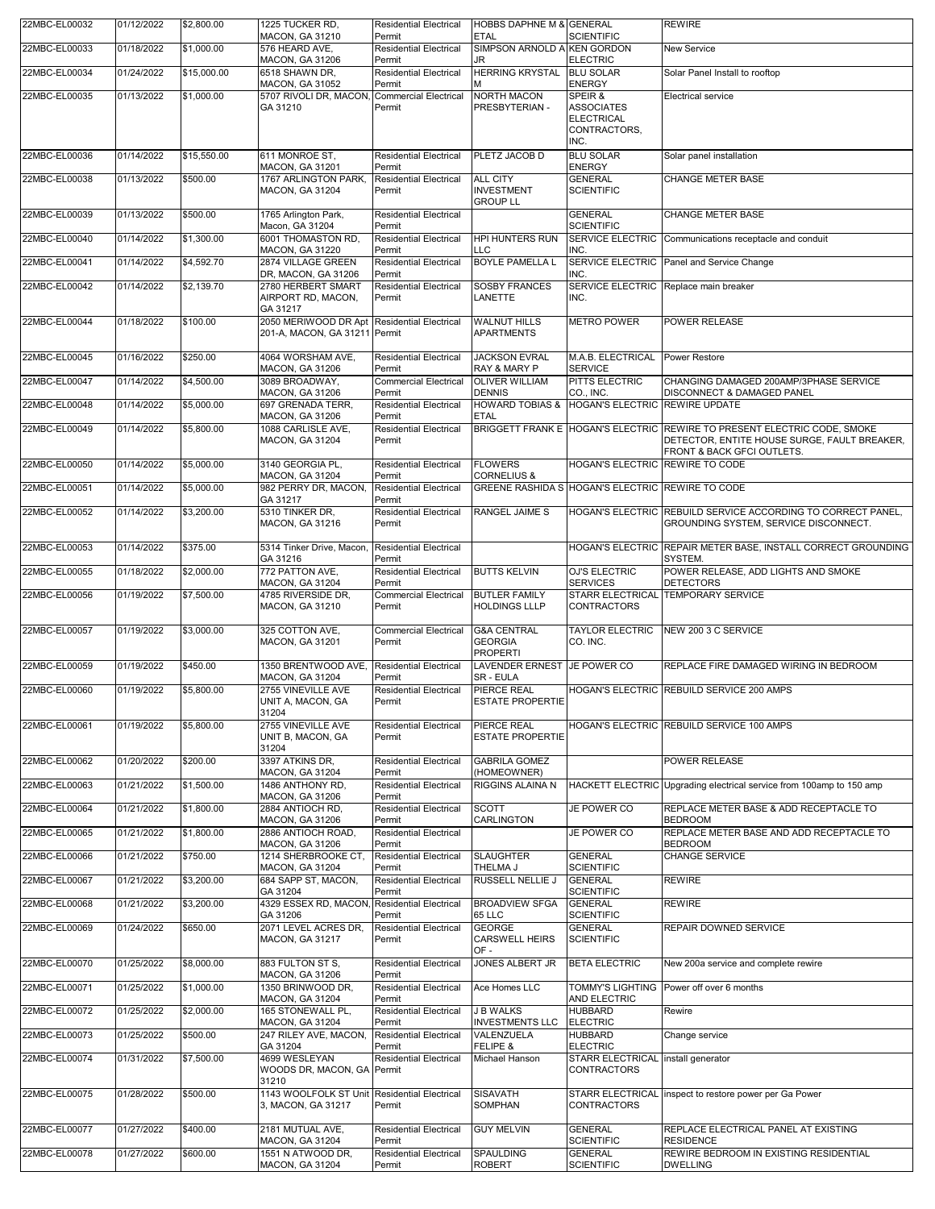| | | | | | | | |
|---|---|---|---|---|---|---|---|
| 22MBC-EL00032 | 01/12/2022 | $2,800.00 | 1225 TUCKER RD, MACON, GA 31210 | Residential Electrical Permit | HOBBS DAPHNE M & ETAL | GENERAL SCIENTIFIC | REWIRE |
| 22MBC-EL00033 | 01/18/2022 | $1,000.00 | 576 HEARD AVE, MACON, GA 31206 | Residential Electrical Permit | SIMPSON ARNOLD A JR | KEN GORDON ELECTRIC | New Service |
| 22MBC-EL00034 | 01/24/2022 | $15,000.00 | 6518 SHAWN DR, MACON, GA 31052 | Residential Electrical Permit | HERRING KRYSTAL M | BLU SOLAR ENERGY | Solar Panel Install to rooftop |
| 22MBC-EL00035 | 01/13/2022 | $1,000.00 | 5707 RIVOLI DR, MACON, GA 31210 | Commercial Electrical Permit | NORTH MACON PRESBYTERIAN - | SPEIR & ASSOCIATES ELECTRICAL CONTRACTORS, INC. | Electrical service |
| 22MBC-EL00036 | 01/14/2022 | $15,550.00 | 611 MONROE ST, MACON, GA 31201 | Residential Electrical Permit | PLETZ JACOB D | BLU SOLAR ENERGY | Solar panel installation |
| 22MBC-EL00038 | 01/13/2022 | $500.00 | 1767 ARLINGTON PARK, MACON, GA 31204 | Residential Electrical Permit | ALL CITY INVESTMENT GROUP LL | GENERAL SCIENTIFIC | CHANGE METER BASE |
| 22MBC-EL00039 | 01/13/2022 | $500.00 | 1765 Arlington Park, Macon, GA 31204 | Residential Electrical Permit | | GENERAL SCIENTIFIC | CHANGE METER BASE |
| 22MBC-EL00040 | 01/14/2022 | $1,300.00 | 6001 THOMASTON RD, MACON, GA 31220 | Residential Electrical Permit | HPI HUNTERS RUN LLC | SERVICE ELECTRIC INC. | Communications receptacle and conduit |
| 22MBC-EL00041 | 01/14/2022 | $4,592.70 | 2874 VILLAGE GREEN DR, MACON, GA 31206 | Residential Electrical Permit | BOYLE PAMELLA L | SERVICE ELECTRIC INC. | Panel and Service Change |
| 22MBC-EL00042 | 01/14/2022 | $2,139.70 | 2780 HERBERT SMART AIRPORT RD, MACON, GA 31217 | Residential Electrical Permit | SOSBY FRANCES LANETTE | SERVICE ELECTRIC INC. | Replace main breaker |
| 22MBC-EL00044 | 01/18/2022 | $100.00 | 2050 MERIWOOD DR Apt 201-A, MACON, GA 31211 | Residential Electrical Permit | WALNUT HILLS APARTMENTS | METRO POWER | POWER RELEASE |
| 22MBC-EL00045 | 01/16/2022 | $250.00 | 4064 WORSHAM AVE, MACON, GA 31206 | Residential Electrical Permit | JACKSON EVRAL RAY & MARY P | M.A.B. ELECTRICAL SERVICE | Power Restore |
| 22MBC-EL00047 | 01/14/2022 | $4,500.00 | 3089 BROADWAY, MACON, GA 31206 | Commercial Electrical Permit | OLIVER WILLIAM DENNIS | PITTS ELECTRIC CO., INC. | CHANGING DAMAGED 200AMP/3PHASE SERVICE DISCONNECT & DAMAGED PANEL |
| 22MBC-EL00048 | 01/14/2022 | $5,000.00 | 697 GRENADA TERR, MACON, GA 31206 | Residential Electrical Permit | HOWARD TOBIAS & ETAL | HOGAN'S ELECTRIC | REWIRE UPDATE |
| 22MBC-EL00049 | 01/14/2022 | $5,800.00 | 1088 CARLISLE AVE, MACON, GA 31204 | Residential Electrical Permit | BRIGGETT FRANK E | HOGAN'S ELECTRIC | REWIRE TO PRESENT ELECTRIC CODE, SMOKE DETECTOR, ENTITE HOUSE SURGE, FAULT BREAKER, FRONT & BACK GFCI OUTLETS. |
| 22MBC-EL00050 | 01/14/2022 | $5,000.00 | 3140 GEORGIA PL, MACON, GA 31204 | Residential Electrical Permit | FLOWERS CORNELIUS & | HOGAN'S ELECTRIC | REWIRE TO CODE |
| 22MBC-EL00051 | 01/14/2022 | $5,000.00 | 982 PERRY DR, MACON, GA 31217 | Residential Electrical Permit | GREENE RASHIDA S | HOGAN'S ELECTRIC | REWIRE TO CODE |
| 22MBC-EL00052 | 01/14/2022 | $3,200.00 | 5310 TINKER DR, MACON, GA 31216 | Residential Electrical Permit | RANGEL JAIME S | HOGAN'S ELECTRIC | REBUILD SERVICE ACCORDING TO CORRECT PANEL, GROUNDING SYSTEM, SERVICE DISCONNECT. |
| 22MBC-EL00053 | 01/14/2022 | $375.00 | 5314 Tinker Drive, Macon, GA 31216 | Residential Electrical Permit | | HOGAN'S ELECTRIC | REPAIR METER BASE, INSTALL CORRECT GROUNDING SYSTEM. |
| 22MBC-EL00055 | 01/18/2022 | $2,000.00 | 772 PATTON AVE, MACON, GA 31204 | Residential Electrical Permit | BUTTS KELVIN | OJ'S ELECTRIC SERVICES | POWER RELEASE, ADD LIGHTS AND SMOKE DETECTORS |
| 22MBC-EL00056 | 01/19/2022 | $7,500.00 | 4785 RIVERSIDE DR, MACON, GA 31210 | Commercial Electrical Permit | BUTLER FAMILY HOLDINGS LLLP | STARR ELECTRICAL CONTRACTORS | TEMPORARY SERVICE |
| 22MBC-EL00057 | 01/19/2022 | $3,000.00 | 325 COTTON AVE, MACON, GA 31201 | Commercial Electrical Permit | G&A CENTRAL GEORGIA PROPERTI | TAYLOR ELECTRIC CO. INC. | NEW 200 3 C SERVICE |
| 22MBC-EL00059 | 01/19/2022 | $450.00 | 1350 BRENTWOOD AVE, MACON, GA 31204 | Residential Electrical Permit | LAVENDER ERNEST SR - EULA | JE POWER CO | REPLACE FIRE DAMAGED WIRING IN BEDROOM |
| 22MBC-EL00060 | 01/19/2022 | $5,800.00 | 2755 VINEVILLE AVE UNIT A, MACON, GA 31204 | Residential Electrical Permit | PIERCE REAL ESTATE PROPERTIE | HOGAN'S ELECTRIC | REBUILD SERVICE 200 AMPS |
| 22MBC-EL00061 | 01/19/2022 | $5,800.00 | 2755 VINEVILLE AVE UNIT B, MACON, GA 31204 | Residential Electrical Permit | PIERCE REAL ESTATE PROPERTIE | HOGAN'S ELECTRIC | REBUILD SERVICE 100 AMPS |
| 22MBC-EL00062 | 01/20/2022 | $200.00 | 3397 ATKINS DR, MACON, GA 31204 | Residential Electrical Permit | GABRILA GOMEZ (HOMEOWNER) | | POWER RELEASE |
| 22MBC-EL00063 | 01/21/2022 | $1,500.00 | 1486 ANTHONY RD, MACON, GA 31206 | Residential Electrical Permit | RIGGINS ALAINA N | HACKETT ELECTRIC | Upgrading electrical service from 100amp to 150 amp |
| 22MBC-EL00064 | 01/21/2022 | $1,800.00 | 2884 ANTIOCH RD, MACON, GA 31206 | Residential Electrical Permit | SCOTT CARLINGTON | JE POWER CO | REPLACE METER BASE & ADD RECEPTACLE TO BEDROOM |
| 22MBC-EL00065 | 01/21/2022 | $1,800.00 | 2886 ANTIOCH ROAD, MACON, GA 31206 | Residential Electrical Permit | | JE POWER CO | REPLACE METER BASE AND ADD RECEPTACLE TO BEDROOM |
| 22MBC-EL00066 | 01/21/2022 | $750.00 | 1214 SHERBROOKE CT, MACON, GA 31204 | Residential Electrical Permit | SLAUGHTER THELMA J | GENERAL SCIENTIFIC | CHANGE SERVICE |
| 22MBC-EL00067 | 01/21/2022 | $3,200.00 | 684 SAPP ST, MACON, GA 31204 | Residential Electrical Permit | RUSSELL NELLIE J | GENERAL SCIENTIFIC | REWIRE |
| 22MBC-EL00068 | 01/21/2022 | $3,200.00 | 4329 ESSEX RD, MACON, GA 31206 | Residential Electrical Permit | BROADVIEW SFGA 65 LLC | GENERAL SCIENTIFIC | REWIRE |
| 22MBC-EL00069 | 01/24/2022 | $650.00 | 2071 LEVEL ACRES DR, MACON, GA 31217 | Residential Electrical Permit | GEORGE CARSWELL HEIRS OF - | GENERAL SCIENTIFIC | REPAIR DOWNED SERVICE |
| 22MBC-EL00070 | 01/25/2022 | $8,000.00 | 883 FULTON ST S, MACON, GA 31206 | Residential Electrical Permit | JONES ALBERT JR | BETA ELECTRIC | New 200a service and complete rewire |
| 22MBC-EL00071 | 01/25/2022 | $1,000.00 | 1350 BRINWOOD DR, MACON, GA 31204 | Residential Electrical Permit | Ace Homes LLC | TOMMY'S LIGHTING AND ELECTRIC | Power off over 6 months |
| 22MBC-EL00072 | 01/25/2022 | $2,000.00 | 165 STONEWALL PL, MACON, GA 31204 | Residential Electrical Permit | J B WALKS INVESTMENTS LLC | HUBBARD ELECTRIC | Rewire |
| 22MBC-EL00073 | 01/25/2022 | $500.00 | 247 RILEY AVE, MACON, GA 31204 | Residential Electrical Permit | VALENZUELA FELIPE & | HUBBARD ELECTRIC | Change service |
| 22MBC-EL00074 | 01/31/2022 | $7,500.00 | 4699 WESLEYAN WOODS DR, MACON, GA 31210 | Residential Electrical Permit | Michael Hanson | STARR ELECTRICAL CONTRACTORS | install generator |
| 22MBC-EL00075 | 01/28/2022 | $500.00 | 1143 WOOLFOLK ST Unit 3, MACON, GA 31217 | Residential Electrical Permit | SISAVATH SOMPHAN | STARR ELECTRICAL CONTRACTORS | inspect to restore power per Ga Power |
| 22MBC-EL00077 | 01/27/2022 | $400.00 | 2181 MUTUAL AVE, MACON, GA 31204 | Residential Electrical Permit | GUY MELVIN | GENERAL SCIENTIFIC | REPLACE ELECTRICAL PANEL AT EXISTING RESIDENCE |
| 22MBC-EL00078 | 01/27/2022 | $600.00 | 1551 N ATWOOD DR, MACON, GA 31204 | Residential Electrical Permit | SPAULDING ROBERT | GENERAL SCIENTIFIC | REWIRE BEDROOM IN EXISTING RESIDENTIAL DWELLING |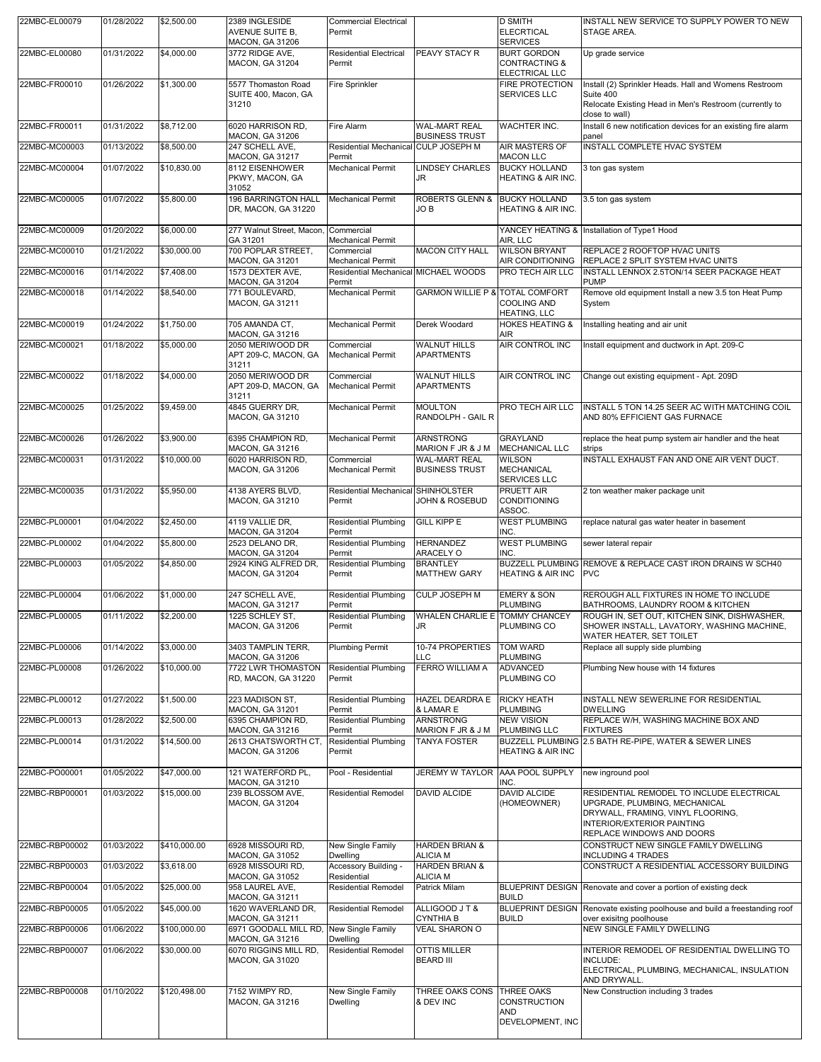| | | | | | | | |
|---|---|---|---|---|---|---|---|
| 22MBC-EL00079 | 01/28/2022 | $2,500.00 | 2389 INGLESIDE AVENUE SUITE B, MACON, GA 31206 | Commercial Electrical Permit | | D SMITH ELECRTICAL SERVICES | INSTALL NEW SERVICE TO SUPPLY POWER TO NEW STAGE AREA. |
| 22MBC-EL00080 | 01/31/2022 | $4,000.00 | 3772 RIDGE AVE, MACON, GA 31204 | Residential Electrical Permit | PEAVY STACY R | BURT GORDON CONTRACTING & ELECTRICAL LLC | Up grade service |
| 22MBC-FR00010 | 01/26/2022 | $1,300.00 | 5577 Thomaston Road SUITE 400, Macon, GA 31210 | Fire Sprinkler | | FIRE PROTECTION SERVICES LLC | Install (2) Sprinkler Heads. Hall and Womens Restroom Suite 400 Relocate Existing Head in Men's Restroom (currently to close to wall) |
| 22MBC-FR00011 | 01/31/2022 | $8,712.00 | 6020 HARRISON RD, MACON, GA 31206 | Fire Alarm | WAL-MART REAL BUSINESS TRUST | WACHTER INC. | Install 6 new notification devices for an existing fire alarm panel |
| 22MBC-MC00003 | 01/13/2022 | $8,500.00 | 247 SCHELL AVE, MACON, GA 31217 | Residential Mechanical Permit | CULP JOSEPH M | AIR MASTERS OF MACON LLC | INSTALL COMPLETE HVAC SYSTEM |
| 22MBC-MC00004 | 01/07/2022 | $10,830.00 | 8112 EISENHOWER PKWY, MACON, GA 31052 | Mechanical Permit | LINDSEY CHARLES JR | BUCKY HOLLAND HEATING & AIR INC. | 3 ton gas system |
| 22MBC-MC00005 | 01/07/2022 | $5,800.00 | 196 BARRINGTON HALL DR, MACON, GA 31220 | Mechanical Permit | ROBERTS GLENN & JO B | BUCKY HOLLAND HEATING & AIR INC. | 3.5 ton gas system |
| 22MBC-MC00009 | 01/20/2022 | $6,000.00 | 277 Walnut Street, Macon, GA 31201 | Commercial Mechanical Permit | | YANCEY HEATING & AIR, LLC | Installation of Type1 Hood |
| 22MBC-MC00010 | 01/21/2022 | $30,000.00 | 700 POPLAR STREET, MACON, GA 31201 | Commercial Mechanical Permit | MACON CITY HALL | WILSON BRYANT AIR CONDITIONING | REPLACE 2 ROOFTOP HVAC UNITS REPLACE 2 SPLIT SYSTEM HVAC UNITS |
| 22MBC-MC00016 | 01/14/2022 | $7,408.00 | 1573 DEXTER AVE, MACON, GA 31204 | Residential Mechanical Permit | MICHAEL WOODS | PRO TECH AIR LLC | INSTALL LENNOX 2.5TON/14 SEER PACKAGE HEAT PUMP |
| 22MBC-MC00018 | 01/14/2022 | $8,540.00 | 771 BOULEVARD, MACON, GA 31211 | Mechanical Permit | GARMON WILLIE P & | TOTAL COMFORT COOLING AND HEATING, LLC | Remove old equipment Install a new 3.5 ton Heat Pump System |
| 22MBC-MC00019 | 01/24/2022 | $1,750.00 | 705 AMANDA CT, MACON, GA 31216 | Mechanical Permit | Derek Woodard | HOKES HEATING & AIR | Installing heating and air unit |
| 22MBC-MC00021 | 01/18/2022 | $5,000.00 | 2050 MERIWOOD DR APT 209-C, MACON, GA 31211 | Commercial Mechanical Permit | WALNUT HILLS APARTMENTS | AIR CONTROL INC | Install equipment and ductwork in Apt. 209-C |
| 22MBC-MC00022 | 01/18/2022 | $4,000.00 | 2050 MERIWOOD DR APT 209-D, MACON, GA 31211 | Commercial Mechanical Permit | WALNUT HILLS APARTMENTS | AIR CONTROL INC | Change out existing equipment - Apt. 209D |
| 22MBC-MC00025 | 01/25/2022 | $9,459.00 | 4845 GUERRY DR, MACON, GA 31210 | Mechanical Permit | MOULTON RANDOLPH - GAIL R | PRO TECH AIR LLC | INSTALL 5 TON 14.25 SEER AC WITH MATCHING COIL AND 80% EFFICIENT GAS FURNACE |
| 22MBC-MC00026 | 01/26/2022 | $3,900.00 | 6395 CHAMPION RD, MACON, GA 31216 | Mechanical Permit | ARNSTRONG MARION F JR & J M | GRAYLAND MECHANICAL LLC | replace the heat pump system air handler and the heat strips |
| 22MBC-MC00031 | 01/31/2022 | $10,000.00 | 6020 HARRISON RD, MACON, GA 31206 | Commercial Mechanical Permit | WAL-MART REAL BUSINESS TRUST | WILSON MECHANICAL SERVICES LLC | INSTALL EXHAUST FAN AND ONE AIR VENT DUCT. |
| 22MBC-MC00035 | 01/31/2022 | $5,950.00 | 4138 AYERS BLVD, MACON, GA 31210 | Residential Mechanical Permit | SHINHOLSTER JOHN & ROSEBUD | PRUETT AIR CONDITIONING ASSOC. | 2 ton weather maker package unit |
| 22MBC-PL00001 | 01/04/2022 | $2,450.00 | 4119 VALLIE DR, MACON, GA 31204 | Residential Plumbing Permit | GILL KIPP E | WEST PLUMBING INC. | replace natural gas water heater in basement |
| 22MBC-PL00002 | 01/04/2022 | $5,800.00 | 2523 DELANO DR, MACON, GA 31204 | Residential Plumbing Permit | HERNANDEZ ARACELY O | WEST PLUMBING INC. | sewer lateral repair |
| 22MBC-PL00003 | 01/05/2022 | $4,850.00 | 2924 KING ALFRED DR, MACON, GA 31204 | Residential Plumbing Permit | BRANTLEY MATTHEW GARY | BUZZELL PLUMBING HEATING & AIR INC | REMOVE & REPLACE CAST IRON DRAINS W SCH40 PVC |
| 22MBC-PL00004 | 01/06/2022 | $1,000.00 | 247 SCHELL AVE, MACON, GA 31217 | Residential Plumbing Permit | CULP JOSEPH M | EMERY & SON PLUMBING | REROUGH ALL FIXTURES IN HOME TO INCLUDE BATHROOMS, LAUNDRY ROOM & KITCHEN |
| 22MBC-PL00005 | 01/11/2022 | $2,200.00 | 1225 SCHLEY ST, MACON, GA 31206 | Residential Plumbing Permit | WHALEN CHARLIE E JR | TOMMY CHANCEY PLUMBING CO | ROUGH IN, SET OUT, KITCHEN SINK, DISHWASHER, SHOWER INSTALL, LAVATORY, WASHING MACHINE, WATER HEATER, SET TOILET |
| 22MBC-PL00006 | 01/14/2022 | $3,000.00 | 3403 TAMPLIN TERR, MACON, GA 31206 | Plumbing Permit | 10-74 PROPERTIES LLC | TOM WARD PLUMBING | Replace all supply side plumbing |
| 22MBC-PL00008 | 01/26/2022 | $10,000.00 | 7722 LWR THOMASTON RD, MACON, GA 31220 | Residential Plumbing Permit | FERRO WILLIAM A | ADVANCED PLUMBING CO | Plumbing New house with 14 fixtures |
| 22MBC-PL00012 | 01/27/2022 | $1,500.00 | 223 MADISON ST, MACON, GA 31201 | Residential Plumbing Permit | HAZEL DEARDRA E & LAMAR E | RICKY HEATH PLUMBING | INSTALL NEW SEWERLINE FOR RESIDENTIAL DWELLING |
| 22MBC-PL00013 | 01/28/2022 | $2,500.00 | 6395 CHAMPION RD, MACON, GA 31216 | Residential Plumbing Permit | ARNSTRONG MARION F JR & J M | NEW VISION PLUMBING LLC | REPLACE W/H, WASHING MACHINE BOX AND FIXTURES |
| 22MBC-PL00014 | 01/31/2022 | $14,500.00 | 2613 CHATSWORTH CT, MACON, GA 31206 | Residential Plumbing Permit | TANYA FOSTER | BUZZELL PLUMBING HEATING & AIR INC | 2.5 BATH RE-PIPE, WATER & SEWER LINES |
| 22MBC-PO00001 | 01/05/2022 | $47,000.00 | 121 WATERFORD PL, MACON, GA 31210 | Pool - Residential | JEREMY W TAYLOR | AAA POOL SUPPLY INC. | new inground pool |
| 22MBC-RBP00001 | 01/03/2022 | $15,000.00 | 239 BLOSSOM AVE, MACON, GA 31204 | Residential Remodel | DAVID ALCIDE | DAVID ALCIDE (HOMEOWNER) | RESIDENTIAL REMODEL TO INCLUDE ELECTRICAL UPGRADE, PLUMBING, MECHANICAL DRYWALL, FRAMING, VINYL FLOORING, INTERIOR/EXTERIOR PAINTING REPLACE WINDOWS AND DOORS |
| 22MBC-RBP00002 | 01/03/2022 | $410,000.00 | 6928 MISSOURI RD, MACON, GA 31052 | New Single Family Dwelling | HARDEN BRIAN & ALICIA M | | CONSTRUCT NEW SINGLE FAMILY DWELLING INCLUDING 4 TRADES |
| 22MBC-RBP00003 | 01/03/2022 | $3,618.00 | 6928 MISSOURI RD, MACON, GA 31052 | Accessory Building - Residential | HARDEN BRIAN & ALICIA M | | CONSTRUCT A RESIDENTIAL ACCESSORY BUILDING |
| 22MBC-RBP00004 | 01/05/2022 | $25,000.00 | 958 LAUREL AVE, MACON, GA 31211 | Residential Remodel | Patrick Milam | BLUEPRINT DESIGN BUILD | Renovate and cover a portion of existing deck |
| 22MBC-RBP00005 | 01/05/2022 | $45,000.00 | 1620 WAVERLAND DR, MACON, GA 31211 | Residential Remodel | ALLIGOOD J T & CYNTHIA B | BLUEPRINT DESIGN BUILD | Renovate existing poolhouse and build a freestanding roof over exisitng poolhouse |
| 22MBC-RBP00006 | 01/06/2022 | $100,000.00 | 6971 GOODALL MILL RD, MACON, GA 31216 | New Single Family Dwelling | VEAL SHARON O | | NEW SINGLE FAMILY DWELLING |
| 22MBC-RBP00007 | 01/06/2022 | $30,000.00 | 6070 RIGGINS MILL RD, MACON, GA 31020 | Residential Remodel | OTTIS MILLER BEARD III | | INTERIOR REMODEL OF RESIDENTIAL DWELLING TO INCLUDE: ELECTRICAL, PLUMBING, MECHANICAL, INSULATION AND DRYWALL. |
| 22MBC-RBP00008 | 01/10/2022 | $120,498.00 | 7152 WIMPY RD, MACON, GA 31216 | New Single Family Dwelling | THREE OAKS CONS & DEV INC | THREE OAKS CONSTRUCTION AND DEVELOPMENT, INC | New Construction including 3 trades |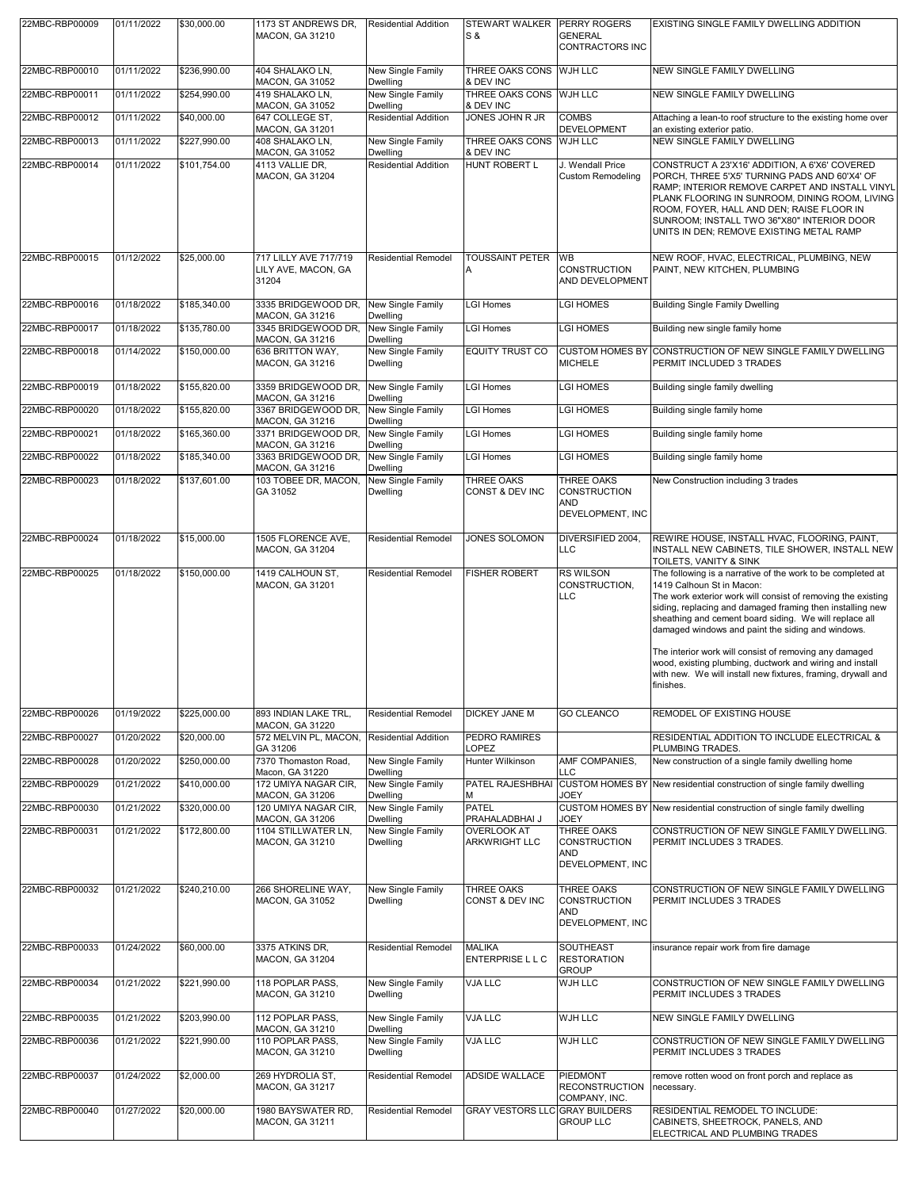| 22MBC-RBP00009 | 01/11/2022 | $30,000.00 | 1173 ST ANDREWS DR, MACON, GA 31210 | Residential Addition | STEWART WALKER S & | PERRY ROGERS GENERAL CONTRACTORS INC | EXISTING SINGLE FAMILY DWELLING ADDITION |
|---|---|---|---|---|---|---|---|
| 22MBC-RBP00010 | 01/11/2022 | $236,990.00 | 404 SHALAKO LN, MACON, GA 31052 | New Single Family Dwelling | THREE OAKS CONS & DEV INC | WJH LLC | NEW SINGLE FAMILY DWELLING |
| 22MBC-RBP00011 | 01/11/2022 | $254,990.00 | 419 SHALAKO LN, MACON, GA 31052 | New Single Family Dwelling | THREE OAKS CONS & DEV INC | WJH LLC | NEW SINGLE FAMILY DWELLING |
| 22MBC-RBP00012 | 01/11/2022 | $40,000.00 | 647 COLLEGE ST, MACON, GA 31201 | Residential Addition | JONES JOHN R JR | COMBS DEVELOPMENT | Attaching a lean-to roof structure to the existing home over an existing exterior patio. |
| 22MBC-RBP00013 | 01/11/2022 | $227,990.00 | 408 SHALAKO LN, MACON, GA 31052 | New Single Family Dwelling | THREE OAKS CONS & DEV INC | WJH LLC | NEW SINGLE FAMILY DWELLING |
| 22MBC-RBP00014 | 01/11/2022 | $101,754.00 | 4113 VALLIE DR, MACON, GA 31204 | Residential Addition | HUNT ROBERT L | J. Wendall Price Custom Remodeling | CONSTRUCT A 23'X16' ADDITION, A 6'X6' COVERED PORCH, THREE 5'X5' TURNING PADS AND 60'X4' OF RAMP; INTERIOR REMOVE CARPET AND INSTALL VINYL PLANK FLOORING IN SUNROOM, DINING ROOM, LIVING ROOM, FOYER, HALL AND DEN; RAISE FLOOR IN SUNROOM; INSTALL TWO 36"X80" INTERIOR DOOR UNITS IN DEN; REMOVE EXISTING METAL RAMP |
| 22MBC-RBP00015 | 01/12/2022 | $25,000.00 | 717 LILLY AVE 717/719 LILY AVE, MACON, GA 31204 | Residential Remodel | TOUSSAINT PETER A | WB CONSTRUCTION AND DEVELOPMENT | NEW ROOF, HVAC, ELECTRICAL, PLUMBING, NEW PAINT, NEW KITCHEN, PLUMBING |
| 22MBC-RBP00016 | 01/18/2022 | $185,340.00 | 3335 BRIDGEWOOD DR, MACON, GA 31216 | New Single Family Dwelling | LGI Homes | LGI HOMES | Building Single Family Dwelling |
| 22MBC-RBP00017 | 01/18/2022 | $135,780.00 | 3345 BRIDGEWOOD DR, MACON, GA 31216 | New Single Family Dwelling | LGI Homes | LGI HOMES | Building new single family home |
| 22MBC-RBP00018 | 01/14/2022 | $150,000.00 | 636 BRITTON WAY, MACON, GA 31216 | New Single Family Dwelling | EQUITY TRUST CO | CUSTOM HOMES BY MICHELE | CONSTRUCTION OF NEW SINGLE FAMILY DWELLING PERMIT INCLUDED 3 TRADES |
| 22MBC-RBP00019 | 01/18/2022 | $155,820.00 | 3359 BRIDGEWOOD DR, MACON, GA 31216 | New Single Family Dwelling | LGI Homes | LGI HOMES | Building single family dwelling |
| 22MBC-RBP00020 | 01/18/2022 | $155,820.00 | 3367 BRIDGEWOOD DR, MACON, GA 31216 | New Single Family Dwelling | LGI Homes | LGI HOMES | Building single family home |
| 22MBC-RBP00021 | 01/18/2022 | $165,360.00 | 3371 BRIDGEWOOD DR, MACON, GA 31216 | New Single Family Dwelling | LGI Homes | LGI HOMES | Building single family home |
| 22MBC-RBP00022 | 01/18/2022 | $185,340.00 | 3363 BRIDGEWOOD DR, MACON, GA 31216 | New Single Family Dwelling | LGI Homes | LGI HOMES | Building single family home |
| 22MBC-RBP00023 | 01/18/2022 | $137,601.00 | 103 TOBEE DR, MACON, GA 31052 | New Single Family Dwelling | THREE OAKS CONST & DEV INC | THREE OAKS CONSTRUCTION AND DEVELOPMENT, INC | New Construction including 3 trades |
| 22MBC-RBP00024 | 01/18/2022 | $15,000.00 | 1505 FLORENCE AVE, MACON, GA 31204 | Residential Remodel | JONES SOLOMON | DIVERSIFIED 2004, LLC | REWIRE HOUSE, INSTALL HVAC, FLOORING, PAINT, INSTALL NEW CABINETS, TILE SHOWER, INSTALL NEW TOILETS, VANITY & SINK |
| 22MBC-RBP00025 | 01/18/2022 | $150,000.00 | 1419 CALHOUN ST, MACON, GA 31201 | Residential Remodel | FISHER ROBERT | RS WILSON CONSTRUCTION, LLC | The following is a narrative of the work to be completed at 1419 Calhoun St in Macon: The work exterior work will consist of removing the existing siding, replacing and damaged framing then installing new sheathing and cement board siding. We will replace all damaged windows and paint the siding and windows. The interior work will consist of removing any damaged wood, existing plumbing, ductwork and wiring and install with new. We will install new fixtures, framing, drywall and finishes. |
| 22MBC-RBP00026 | 01/19/2022 | $225,000.00 | 893 INDIAN LAKE TRL, MACON, GA 31220 | Residential Remodel | DICKEY JANE M | GO CLEANCO | REMODEL OF EXISTING HOUSE |
| 22MBC-RBP00027 | 01/20/2022 | $20,000.00 | 572 MELVIN PL, MACON, GA 31206 | Residential Addition | PEDRO RAMIRES LOPEZ | | RESIDENTIAL ADDITION TO INCLUDE ELECTRICAL & PLUMBING TRADES. |
| 22MBC-RBP00028 | 01/20/2022 | $250,000.00 | 7370 Thomaston Road, Macon, GA 31220 | New Single Family Dwelling | Hunter Wilkinson | AMF COMPANIES, LLC | New construction of a single family dwelling home |
| 22MBC-RBP00029 | 01/21/2022 | $410,000.00 | 172 UMIYA NAGAR CIR, MACON, GA 31206 | New Single Family Dwelling | PATEL RAJESHBHAI M | CUSTOM HOMES BY JOEY | New residential construction of single family dwelling |
| 22MBC-RBP00030 | 01/21/2022 | $320,000.00 | 120 UMIYA NAGAR CIR, MACON, GA 31206 | New Single Family Dwelling | PATEL PRAHALADBHAI J | CUSTOM HOMES BY JOEY | New residential construction of single family dwelling |
| 22MBC-RBP00031 | 01/21/2022 | $172,800.00 | 1104 STILLWATER LN, MACON, GA 31210 | New Single Family Dwelling | OVERLOOK AT ARKWRIGHT LLC | THREE OAKS CONSTRUCTION AND DEVELOPMENT, INC | CONSTRUCTION OF NEW SINGLE FAMILY DWELLING. PERMIT INCLUDES 3 TRADES. |
| 22MBC-RBP00032 | 01/21/2022 | $240,210.00 | 266 SHORELINE WAY, MACON, GA 31052 | New Single Family Dwelling | THREE OAKS CONST & DEV INC | THREE OAKS CONSTRUCTION AND DEVELOPMENT, INC | CONSTRUCTION OF NEW SINGLE FAMILY DWELLING PERMIT INCLUDES 3 TRADES |
| 22MBC-RBP00033 | 01/24/2022 | $60,000.00 | 3375 ATKINS DR, MACON, GA 31204 | Residential Remodel | MALIKA ENTERPRISE L L C | SOUTHEAST RESTORATION GROUP | insurance repair work from fire damage |
| 22MBC-RBP00034 | 01/21/2022 | $221,990.00 | 118 POPLAR PASS, MACON, GA 31210 | New Single Family Dwelling | VJA LLC | WJH LLC | CONSTRUCTION OF NEW SINGLE FAMILY DWELLING PERMIT INCLUDES 3 TRADES |
| 22MBC-RBP00035 | 01/21/2022 | $203,990.00 | 112 POPLAR PASS, MACON, GA 31210 | New Single Family Dwelling | VJA LLC | WJH LLC | NEW SINGLE FAMILY DWELLING |
| 22MBC-RBP00036 | 01/21/2022 | $221,990.00 | 110 POPLAR PASS, MACON, GA 31210 | New Single Family Dwelling | VJA LLC | WJH LLC | CONSTRUCTION OF NEW SINGLE FAMILY DWELLING PERMIT INCLUDES 3 TRADES |
| 22MBC-RBP00037 | 01/24/2022 | $2,000.00 | 269 HYDROLIA ST, MACON, GA 31217 | Residential Remodel | ADSIDE WALLACE | PIEDMONT RECONSTRUCTION COMPANY, INC. | remove rotten wood on front porch and replace as necessary. |
| 22MBC-RBP00040 | 01/27/2022 | $20,000.00 | 1980 BAYSWATER RD, MACON, GA 31211 | Residential Remodel | GRAY VESTORS LLC | GRAY BUILDERS GROUP LLC | RESIDENTIAL REMODEL TO INCLUDE: CABINETS, SHEETROCK, PANELS, AND ELECTRICAL AND PLUMBING TRADES |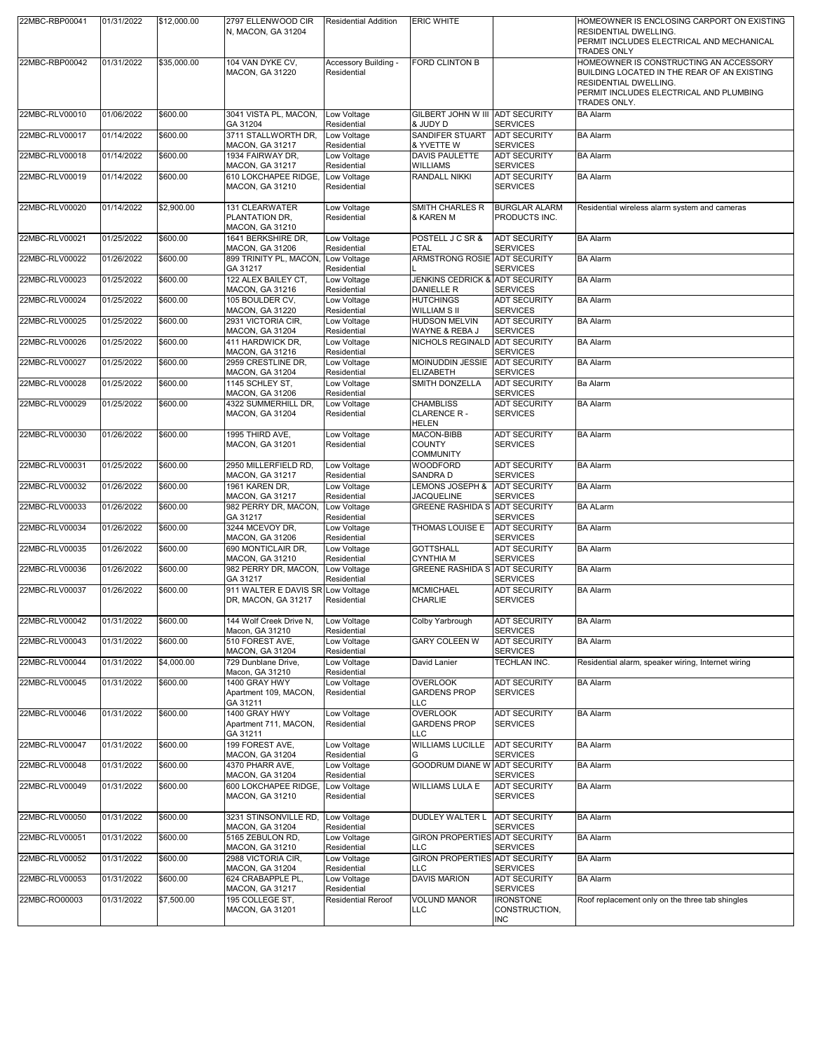| | | | | | | | |
|---|---|---|---|---|---|---|---|
| 22MBC-RBP00041 | 01/31/2022 | $12,000.00 | 2797 ELLENWOOD CIR N, MACON, GA 31204 | Residential Addition | ERIC WHITE | | HOMEOWNER IS ENCLOSING CARPORT ON EXISTING RESIDENTIAL DWELLING. PERMIT INCLUDES ELECTRICAL AND MECHANICAL TRADES ONLY |
| 22MBC-RBP00042 | 01/31/2022 | $35,000.00 | 104 VAN DYKE CV, MACON, GA 31220 | Accessory Building - Residential | FORD CLINTON B | | HOMEOWNER IS CONSTRUCTING AN ACCESSORY BUILDING LOCATED IN THE REAR OF AN EXISTING RESIDENTIAL DWELLING. PERMIT INCLUDES ELECTRICAL AND PLUMBING TRADES ONLY. |
| 22MBC-RLV00010 | 01/06/2022 | $600.00 | 3041 VISTA PL, MACON, GA 31204 | Low Voltage Residential | GILBERT JOHN W III & JUDY D | ADT SECURITY SERVICES | BA Alarm |
| 22MBC-RLV00017 | 01/14/2022 | $600.00 | 3711 STALLWORTH DR, MACON, GA 31217 | Low Voltage Residential | SANDIFER STUART & YVETTE W | ADT SECURITY SERVICES | BA Alarm |
| 22MBC-RLV00018 | 01/14/2022 | $600.00 | 1934 FAIRWAY DR, MACON, GA 31217 | Low Voltage Residential | DAVIS PAULETTE WILLIAMS | ADT SECURITY SERVICES | BA Alarm |
| 22MBC-RLV00019 | 01/14/2022 | $600.00 | 610 LOKCHAPEE RIDGE, MACON, GA 31210 | Low Voltage Residential | RANDALL NIKKI | ADT SECURITY SERVICES | BA Alarm |
| 22MBC-RLV00020 | 01/14/2022 | $2,900.00 | 131 CLEARWATER PLANTATION DR, MACON, GA 31210 | Low Voltage Residential | SMITH CHARLES R & KAREN M | BURGLAR ALARM PRODUCTS INC. | Residential wireless alarm system and cameras |
| 22MBC-RLV00021 | 01/25/2022 | $600.00 | 1641 BERKSHIRE DR, MACON, GA 31206 | Low Voltage Residential | POSTELL J C SR & ETAL | ADT SECURITY SERVICES | BA Alarm |
| 22MBC-RLV00022 | 01/26/2022 | $600.00 | 899 TRINITY PL, MACON, GA 31217 | Low Voltage Residential | ARMSTRONG ROSIE L | ADT SECURITY SERVICES | BA Alarm |
| 22MBC-RLV00023 | 01/25/2022 | $600.00 | 122 ALEX BAILEY CT, MACON, GA 31216 | Low Voltage Residential | JENKINS CEDRICK & DANIELLE R | ADT SECURITY SERVICES | BA Alarm |
| 22MBC-RLV00024 | 01/25/2022 | $600.00 | 105 BOULDER CV, MACON, GA 31220 | Low Voltage Residential | HUTCHINGS WILLIAM S II | ADT SECURITY SERVICES | BA Alarm |
| 22MBC-RLV00025 | 01/25/2022 | $600.00 | 2931 VICTORIA CIR, MACON, GA 31204 | Low Voltage Residential | HUDSON MELVIN WAYNE & REBA J | ADT SECURITY SERVICES | BA Alarm |
| 22MBC-RLV00026 | 01/25/2022 | $600.00 | 411 HARDWICK DR, MACON, GA 31216 | Low Voltage Residential | NICHOLS REGINALD | ADT SECURITY SERVICES | BA Alarm |
| 22MBC-RLV00027 | 01/25/2022 | $600.00 | 2959 CRESTLINE DR, MACON, GA 31204 | Low Voltage Residential | MOINUDDIN JESSIE ELIZABETH | ADT SECURITY SERVICES | BA Alarm |
| 22MBC-RLV00028 | 01/25/2022 | $600.00 | 1145 SCHLEY ST, MACON, GA 31206 | Low Voltage Residential | SMITH DONZELLA | ADT SECURITY SERVICES | Ba Alarm |
| 22MBC-RLV00029 | 01/25/2022 | $600.00 | 4322 SUMMERHILL DR, MACON, GA 31204 | Low Voltage Residential | CHAMBLISS CLARENCE R - HELEN | ADT SECURITY SERVICES | BA Alarm |
| 22MBC-RLV00030 | 01/26/2022 | $600.00 | 1995 THIRD AVE, MACON, GA 31201 | Low Voltage Residential | MACON-BIBB COUNTY COMMUNITY | ADT SECURITY SERVICES | BA Alarm |
| 22MBC-RLV00031 | 01/25/2022 | $600.00 | 2950 MILLERFIELD RD, MACON, GA 31217 | Low Voltage Residential | WOODFORD SANDRA D | ADT SECURITY SERVICES | BA Alarm |
| 22MBC-RLV00032 | 01/26/2022 | $600.00 | 1961 KAREN DR, MACON, GA 31217 | Low Voltage Residential | LEMONS JOSEPH & JACQUELINE | ADT SECURITY SERVICES | BA Alarm |
| 22MBC-RLV00033 | 01/26/2022 | $600.00 | 982 PERRY DR, MACON, GA 31217 | Low Voltage Residential | GREENE RASHIDA S | ADT SECURITY SERVICES | BA ALarm |
| 22MBC-RLV00034 | 01/26/2022 | $600.00 | 3244 MCEVOY DR, MACON, GA 31206 | Low Voltage Residential | THOMAS LOUISE E | ADT SECURITY SERVICES | BA Alarm |
| 22MBC-RLV00035 | 01/26/2022 | $600.00 | 690 MONTICLAIR DR, MACON, GA 31210 | Low Voltage Residential | GOTTSHALL CYNTHIA M | ADT SECURITY SERVICES | BA Alarm |
| 22MBC-RLV00036 | 01/26/2022 | $600.00 | 982 PERRY DR, MACON, GA 31217 | Low Voltage Residential | GREENE RASHIDA S | ADT SECURITY SERVICES | BA Alarm |
| 22MBC-RLV00037 | 01/26/2022 | $600.00 | 911 WALTER E DAVIS SR DR, MACON, GA 31217 | Low Voltage Residential | MCMICHAEL CHARLIE | ADT SECURITY SERVICES | BA Alarm |
| 22MBC-RLV00042 | 01/31/2022 | $600.00 | 144 Wolf Creek Drive N, Macon, GA 31210 | Low Voltage Residential | Colby Yarbrough | ADT SECURITY SERVICES | BA Alarm |
| 22MBC-RLV00043 | 01/31/2022 | $600.00 | 510 FOREST AVE, MACON, GA 31204 | Low Voltage Residential | GARY COLEEN W | ADT SECURITY SERVICES | BA Alarm |
| 22MBC-RLV00044 | 01/31/2022 | $4,000.00 | 729 Dunblane Drive, Macon, GA 31210 | Low Voltage Residential | David Lanier | TECHLAN INC. | Residential alarm, speaker wiring, Internet wiring |
| 22MBC-RLV00045 | 01/31/2022 | $600.00 | 1400 GRAY HWY Apartment 109, MACON, GA 31211 | Low Voltage Residential | OVERLOOK GARDENS PROP LLC | ADT SECURITY SERVICES | BA Alarm |
| 22MBC-RLV00046 | 01/31/2022 | $600.00 | 1400 GRAY HWY Apartment 711, MACON, GA 31211 | Low Voltage Residential | OVERLOOK GARDENS PROP LLC | ADT SECURITY SERVICES | BA Alarm |
| 22MBC-RLV00047 | 01/31/2022 | $600.00 | 199 FOREST AVE, MACON, GA 31204 | Low Voltage Residential | WILLIAMS LUCILLE G | ADT SECURITY SERVICES | BA Alarm |
| 22MBC-RLV00048 | 01/31/2022 | $600.00 | 4370 PHARR AVE, MACON, GA 31204 | Low Voltage Residential | GOODRUM DIANE W | ADT SECURITY SERVICES | BA Alarm |
| 22MBC-RLV00049 | 01/31/2022 | $600.00 | 600 LOKCHAPEE RIDGE, MACON, GA 31210 | Low Voltage Residential | WILLIAMS LULA E | ADT SECURITY SERVICES | BA Alarm |
| 22MBC-RLV00050 | 01/31/2022 | $600.00 | 3231 STINSONVILLE RD, MACON, GA 31204 | Low Voltage Residential | DUDLEY WALTER L | ADT SECURITY SERVICES | BA Alarm |
| 22MBC-RLV00051 | 01/31/2022 | $600.00 | 5165 ZEBULON RD, MACON, GA 31210 | Low Voltage Residential | GIRON PROPERTIES LLC | ADT SECURITY SERVICES | BA Alarm |
| 22MBC-RLV00052 | 01/31/2022 | $600.00 | 2988 VICTORIA CIR, MACON, GA 31204 | Low Voltage Residential | GIRON PROPERTIES LLC | ADT SECURITY SERVICES | BA Alarm |
| 22MBC-RLV00053 | 01/31/2022 | $600.00 | 624 CRABAPPLE PL, MACON, GA 31217 | Low Voltage Residential | DAVIS MARION | ADT SECURITY SERVICES | BA Alarm |
| 22MBC-RO00003 | 01/31/2022 | $7,500.00 | 195 COLLEGE ST, MACON, GA 31201 | Residential Reroof | VOLUND MANOR LLC | IRONSTONE CONSTRUCTION, INC | Roof replacement only on the three tab shingles |